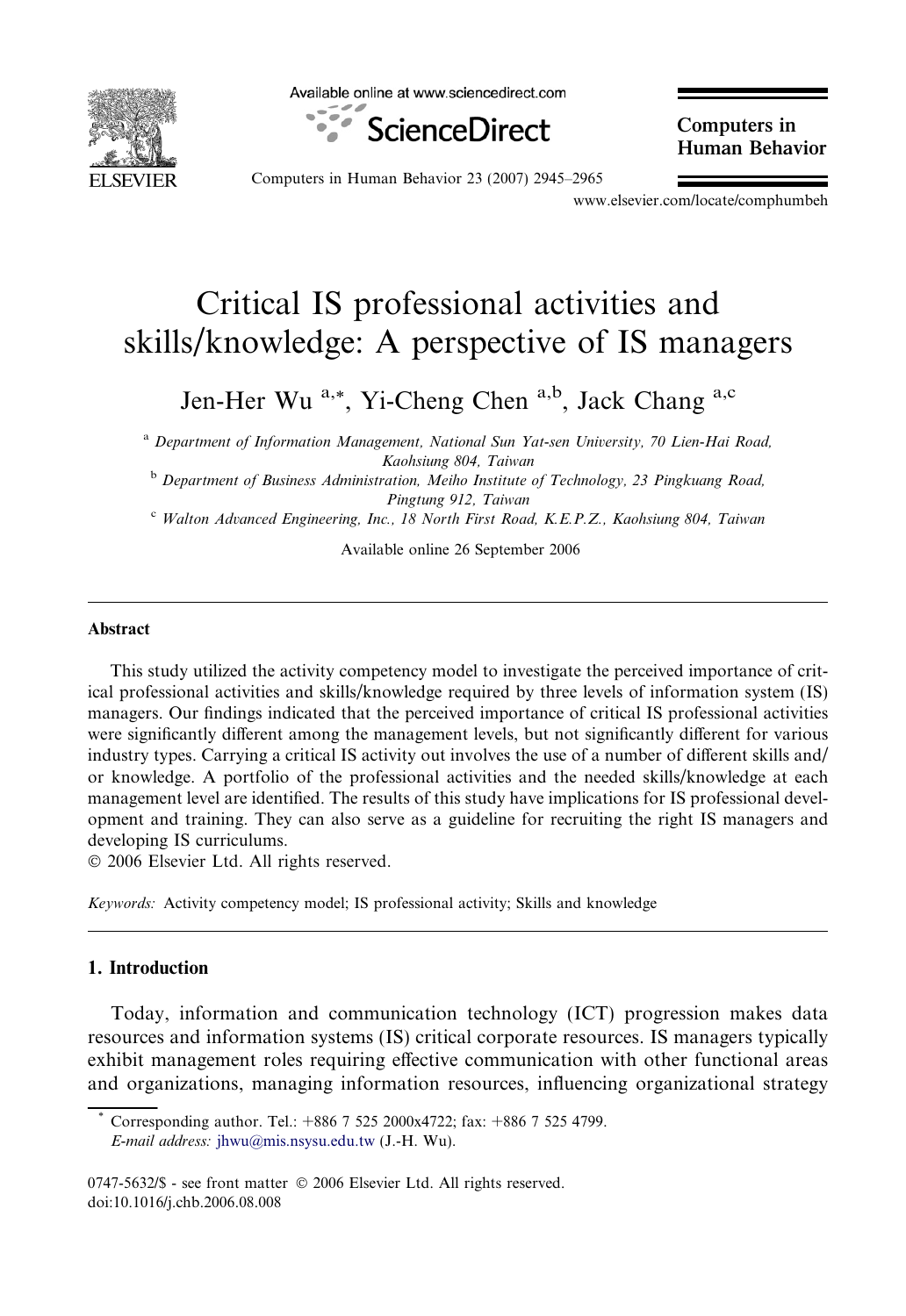# Critical IS professional activities and skills/knowledge: A perspective of IS managers

Jen-Her Wu [a,*], Yi-Cheng Chen [a,b], Jack Chang [a,c]

[a] Department of Information Management, National Sun Yat-sen University, 70 Lien-Hai Road, Kaohsiung 804, Taiwan

[b] Department of Business Administration, Meiho Institute of Technology, 23 Pingkuang Road, Pingtung 912, Taiwan

[c] Walton Advanced Engineering, Inc., 18 North First Road, K.E.P.Z., Kaohsiung 804, Taiwan

Available online 26 September 2006

## Abstract

This study utilized the activity competency model to investigate the perceived importance of critical professional activities and skills/knowledge required by three levels of information system (IS) managers. Our findings indicated that the perceived importance of critical IS professional activities were significantly different among the management levels, but not significantly different for various industry types. Carrying a critical IS activity out involves the use of a number of different skills and/or knowledge. A portfolio of the professional activities and the needed skills/knowledge at each management level are identified. The results of this study have implications for IS professional development and training. They can also serve as a guideline for recruiting the right IS managers and developing IS curriculums.

© 2006 Elsevier Ltd. All rights reserved.

*Keywords:* Activity competency model; IS professional activity; Skills and knowledge

## 1. Introduction

Today, information and communication technology (ICT) progression makes data resources and information systems (IS) critical corporate resources. IS managers typically exhibit management roles requiring effective communication with other functional areas and organizations, managing information resources, influencing organizational strategy

\* Corresponding author. Tel.: +886 7 525 2000x4722; fax: +886 7 525 4799.
*E-mail address:* jhwu@mis.nsysu.edu.tw (J.-H. Wu).

0747-5632/$ - see front matter © 2006 Elsevier Ltd. All rights reserved.
doi:10.1016/j.chb.2006.08.008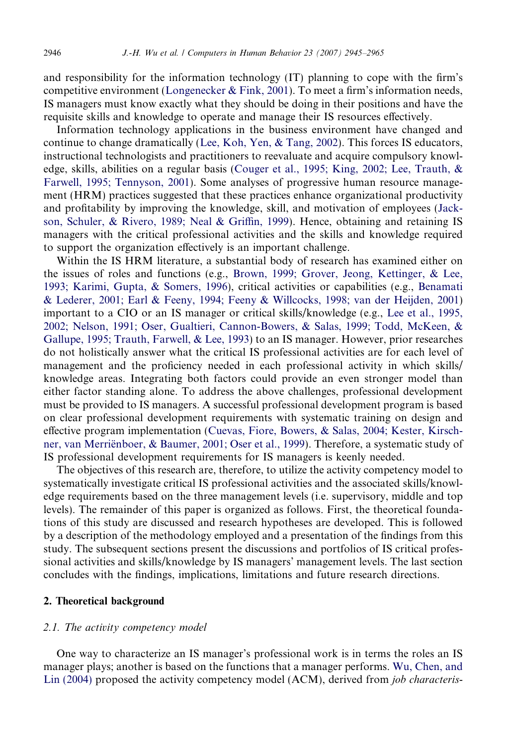and responsibility for the information technology (IT) planning to cope with the firm's competitive environment (Longenecker & Fink, 2001). To meet a firm's information needs, IS managers must know exactly what they should be doing in their positions and have the requisite skills and knowledge to operate and manage their IS resources effectively.

Information technology applications in the business environment have changed and continue to change dramatically (Lee, Koh, Yen, & Tang, 2002). This forces IS educators, instructional technologists and practitioners to reevaluate and acquire compulsory knowledge, skills, abilities on a regular basis (Couger et al., 1995; King, 2002; Lee, Trauth, & Farwell, 1995; Tennyson, 2001). Some analyses of progressive human resource management (HRM) practices suggested that these practices enhance organizational productivity and profitability by improving the knowledge, skill, and motivation of employees (Jackson, Schuler, & Rivero, 1989; Neal & Griffin, 1999). Hence, obtaining and retaining IS managers with the critical professional activities and the skills and knowledge required to support the organization effectively is an important challenge.

Within the IS HRM literature, a substantial body of research has examined either on the issues of roles and functions (e.g., Brown, 1999; Grover, Jeong, Kettinger, & Lee, 1993; Karimi, Gupta, & Somers, 1996), critical activities or capabilities (e.g., Benamati & Lederer, 2001; Earl & Feeny, 1994; Feeny & Willcocks, 1998; van der Heijden, 2001) important to a CIO or an IS manager or critical skills/knowledge (e.g., Lee et al., 1995, 2002; Nelson, 1991; Oser, Gualtieri, Cannon-Bowers, & Salas, 1999; Todd, McKeen, & Gallupe, 1995; Trauth, Farwell, & Lee, 1993) to an IS manager. However, prior researches do not holistically answer what the critical IS professional activities are for each level of management and the proficiency needed in each professional activity in which skills/knowledge areas. Integrating both factors could provide an even stronger model than either factor standing alone. To address the above challenges, professional development must be provided to IS managers. A successful professional development program is based on clear professional development requirements with systematic training on design and effective program implementation (Cuevas, Fiore, Bowers, & Salas, 2004; Kester, Kirschner, van Merriënboer, & Baumer, 2001; Oser et al., 1999). Therefore, a systematic study of IS professional development requirements for IS managers is keenly needed.

The objectives of this research are, therefore, to utilize the activity competency model to systematically investigate critical IS professional activities and the associated skills/knowledge requirements based on the three management levels (i.e. supervisory, middle and top levels). The remainder of this paper is organized as follows. First, the theoretical foundations of this study are discussed and research hypotheses are developed. This is followed by a description of the methodology employed and a presentation of the findings from this study. The subsequent sections present the discussions and portfolios of IS critical professional activities and skills/knowledge by IS managers' management levels. The last section concludes with the findings, implications, limitations and future research directions.

## 2. Theoretical background

### *2.1. The activity competency model*

One way to characterize an IS manager's professional work is in terms the roles an IS manager plays; another is based on the functions that a manager performs. Wu, Chen, and Lin (2004) proposed the activity competency model (ACM), derived from *job characteris-*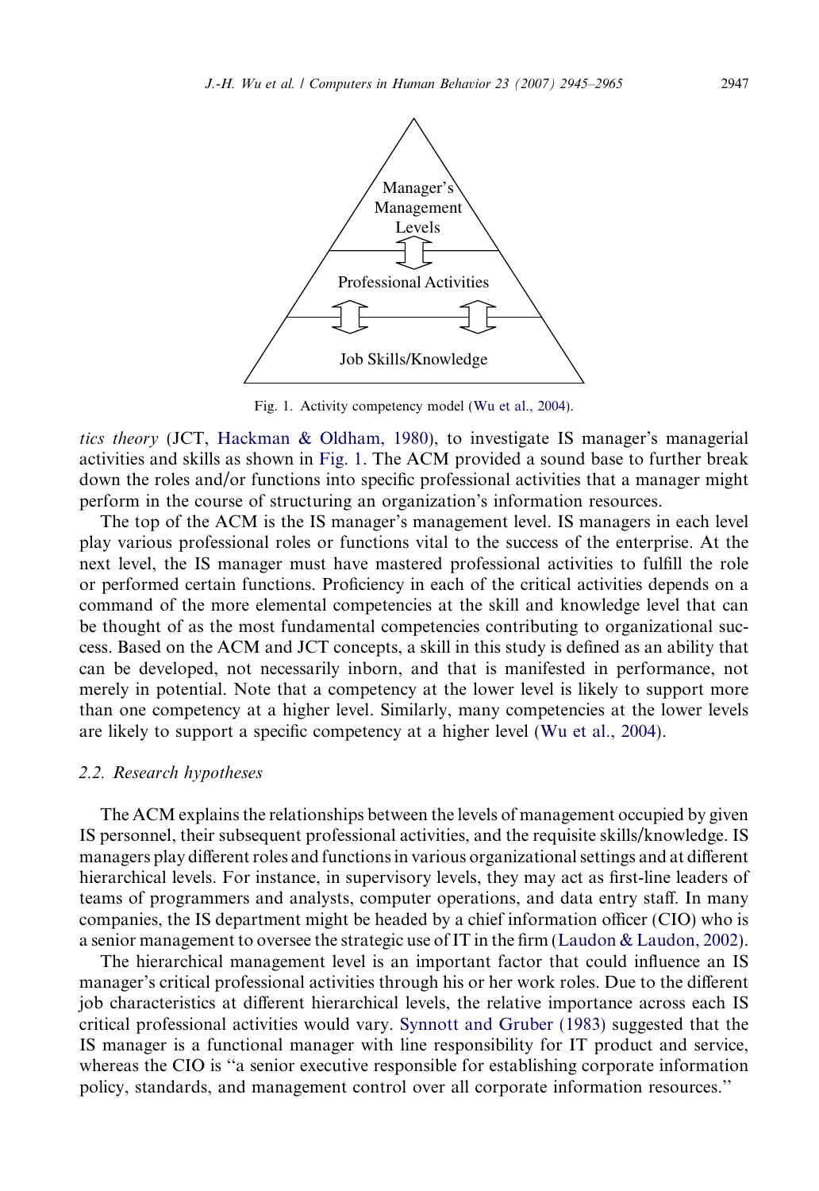Manager's Management Levels

Professional Activities

Job Skills/Knowledge

Fig. 1. Activity competency model (Wu et al., 2004).

*tics theory* (JCT, Hackman & Oldham, 1980), to investigate IS manager's managerial activities and skills as shown in Fig. 1. The ACM provided a sound base to further break down the roles and/or functions into specific professional activities that a manager might perform in the course of structuring an organization's information resources.

The top of the ACM is the IS manager's management level. IS managers in each level play various professional roles or functions vital to the success of the enterprise. At the next level, the IS manager must have mastered professional activities to fulfill the role or performed certain functions. Proficiency in each of the critical activities depends on a command of the more elemental competencies at the skill and knowledge level that can be thought of as the most fundamental competencies contributing to organizational success. Based on the ACM and JCT concepts, a skill in this study is defined as an ability that can be developed, not necessarily inborn, and that is manifested in performance, not merely in potential. Note that a competency at the lower level is likely to support more than one competency at a higher level. Similarly, many competencies at the lower levels are likely to support a specific competency at a higher level (Wu et al., 2004).

### 2.2. Research hypotheses

The ACM explains the relationships between the levels of management occupied by given IS personnel, their subsequent professional activities, and the requisite skills/knowledge. IS managers play different roles and functions in various organizational settings and at different hierarchical levels. For instance, in supervisory levels, they may act as first-line leaders of teams of programmers and analysts, computer operations, and data entry staff. In many companies, the IS department might be headed by a chief information officer (CIO) who is a senior management to oversee the strategic use of IT in the firm (Laudon & Laudon, 2002).

The hierarchical management level is an important factor that could influence an IS manager's critical professional activities through his or her work roles. Due to the different job characteristics at different hierarchical levels, the relative importance across each IS critical professional activities would vary. Synnott and Gruber (1983) suggested that the IS manager is a functional manager with line responsibility for IT product and service, whereas the CIO is "a senior executive responsible for establishing corporate information policy, standards, and management control over all corporate information resources."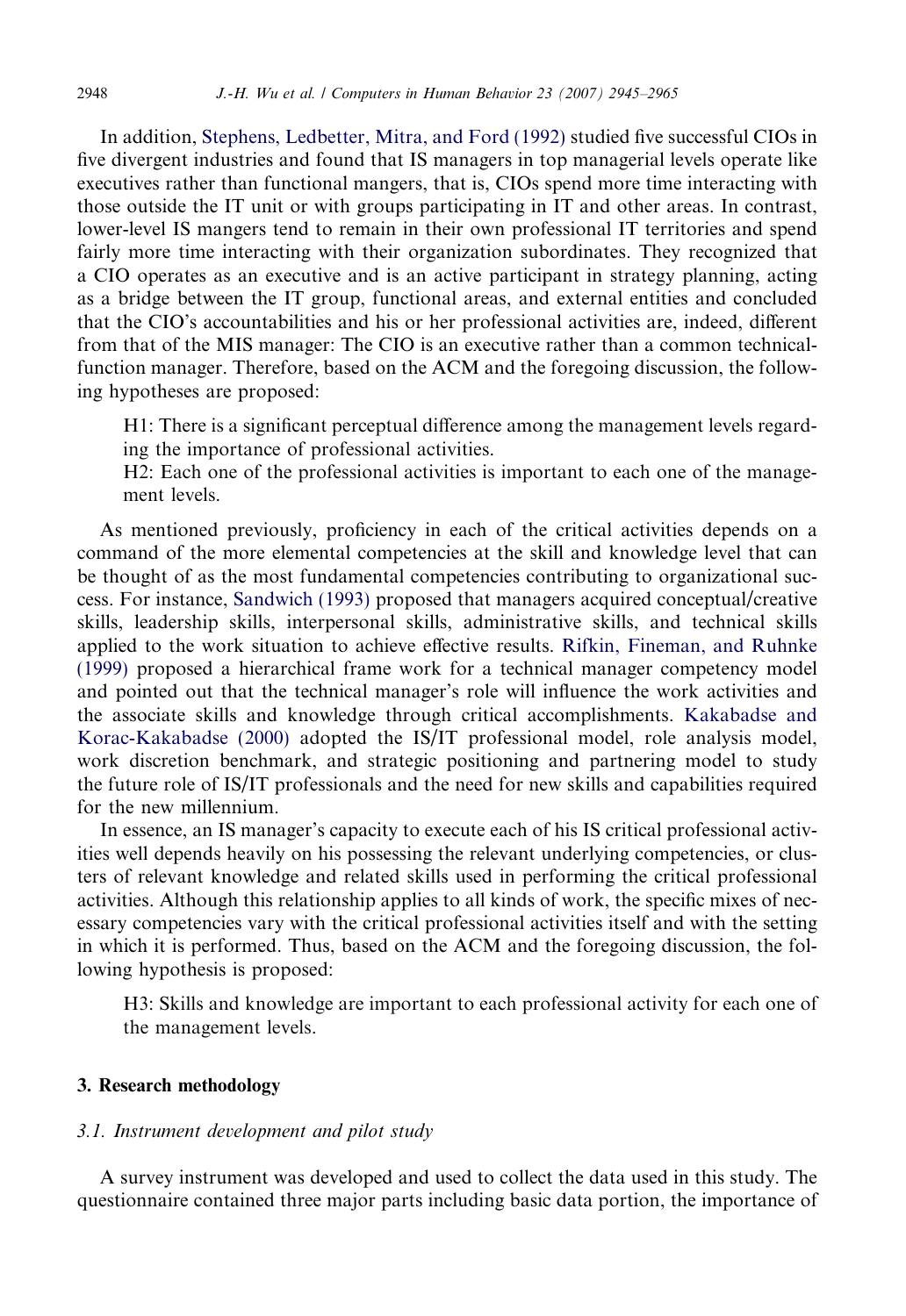In addition, Stephens, Ledbetter, Mitra, and Ford (1992) studied five successful CIOs in five divergent industries and found that IS managers in top managerial levels operate like executives rather than functional mangers, that is, CIOs spend more time interacting with those outside the IT unit or with groups participating in IT and other areas. In contrast, lower-level IS mangers tend to remain in their own professional IT territories and spend fairly more time interacting with their organization subordinates. They recognized that a CIO operates as an executive and is an active participant in strategy planning, acting as a bridge between the IT group, functional areas, and external entities and concluded that the CIO's accountabilities and his or her professional activities are, indeed, different from that of the MIS manager: The CIO is an executive rather than a common technical-function manager. Therefore, based on the ACM and the foregoing discussion, the following hypotheses are proposed:

> H1: There is a significant perceptual difference among the management levels regarding the importance of professional activities.
>
> H2: Each one of the professional activities is important to each one of the management levels.

As mentioned previously, proficiency in each of the critical activities depends on a command of the more elemental competencies at the skill and knowledge level that can be thought of as the most fundamental competencies contributing to organizational success. For instance, Sandwich (1993) proposed that managers acquired conceptual/creative skills, leadership skills, interpersonal skills, administrative skills, and technical skills applied to the work situation to achieve effective results. Rifkin, Fineman, and Ruhnke (1999) proposed a hierarchical frame work for a technical manager competency model and pointed out that the technical manager's role will influence the work activities and the associate skills and knowledge through critical accomplishments. Kakabadse and Korac-Kakabadse (2000) adopted the IS/IT professional model, role analysis model, work discretion benchmark, and strategic positioning and partnering model to study the future role of IS/IT professionals and the need for new skills and capabilities required for the new millennium.

In essence, an IS manager's capacity to execute each of his IS critical professional activities well depends heavily on his possessing the relevant underlying competencies, or clusters of relevant knowledge and related skills used in performing the critical professional activities. Although this relationship applies to all kinds of work, the specific mixes of necessary competencies vary with the critical professional activities itself and with the setting in which it is performed. Thus, based on the ACM and the foregoing discussion, the following hypothesis is proposed:

> H3: Skills and knowledge are important to each professional activity for each one of the management levels.

## 3. Research methodology

### *3.1. Instrument development and pilot study*

A survey instrument was developed and used to collect the data used in this study. The questionnaire contained three major parts including basic data portion, the importance of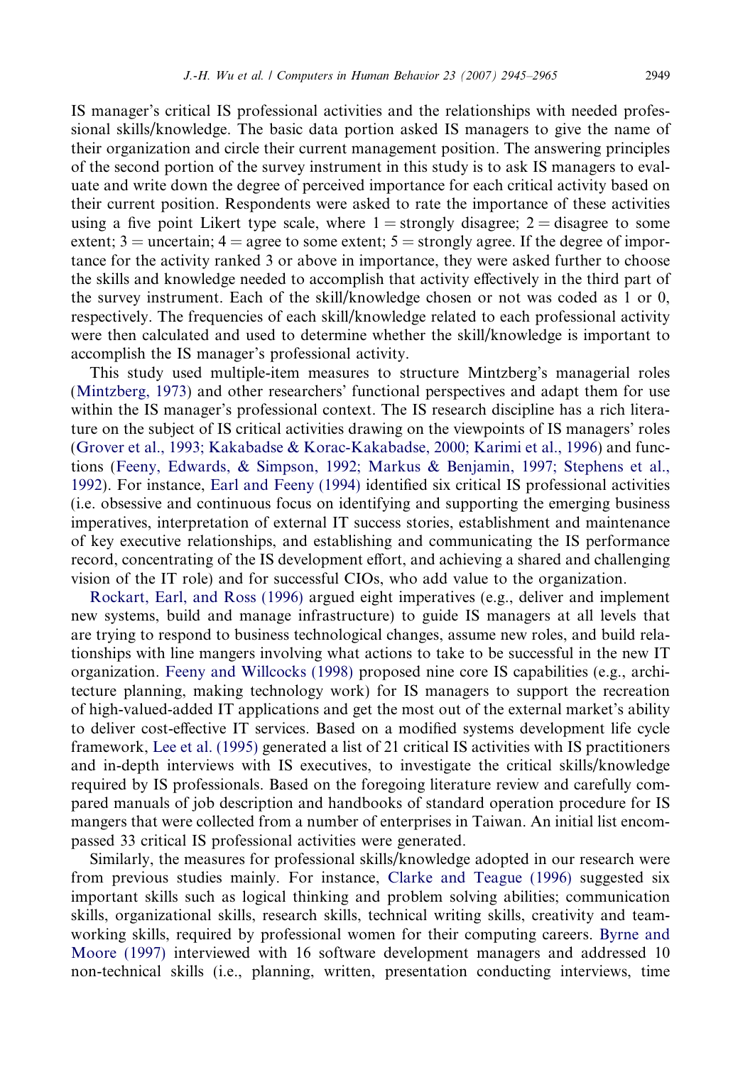IS manager's critical IS professional activities and the relationships with needed professional skills/knowledge. The basic data portion asked IS managers to give the name of their organization and circle their current management position. The answering principles of the second portion of the survey instrument in this study is to ask IS managers to evaluate and write down the degree of perceived importance for each critical activity based on their current position. Respondents were asked to rate the importance of these activities using a five point Likert type scale, where 1 = strongly disagree; 2 = disagree to some extent; 3 = uncertain; 4 = agree to some extent; 5 = strongly agree. If the degree of importance for the activity ranked 3 or above in importance, they were asked further to choose the skills and knowledge needed to accomplish that activity effectively in the third part of the survey instrument. Each of the skill/knowledge chosen or not was coded as 1 or 0, respectively. The frequencies of each skill/knowledge related to each professional activity were then calculated and used to determine whether the skill/knowledge is important to accomplish the IS manager's professional activity.

This study used multiple-item measures to structure Mintzberg's managerial roles (Mintzberg, 1973) and other researchers' functional perspectives and adapt them for use within the IS manager's professional context. The IS research discipline has a rich literature on the subject of IS critical activities drawing on the viewpoints of IS managers' roles (Grover et al., 1993; Kakabadse & Korac-Kakabadse, 2000; Karimi et al., 1996) and functions (Feeny, Edwards, & Simpson, 1992; Markus & Benjamin, 1997; Stephens et al., 1992). For instance, Earl and Feeny (1994) identified six critical IS professional activities (i.e. obsessive and continuous focus on identifying and supporting the emerging business imperatives, interpretation of external IT success stories, establishment and maintenance of key executive relationships, and establishing and communicating the IS performance record, concentrating of the IS development effort, and achieving a shared and challenging vision of the IT role) and for successful CIOs, who add value to the organization.

Rockart, Earl, and Ross (1996) argued eight imperatives (e.g., deliver and implement new systems, build and manage infrastructure) to guide IS managers at all levels that are trying to respond to business technological changes, assume new roles, and build relationships with line mangers involving what actions to take to be successful in the new IT organization. Feeny and Willcocks (1998) proposed nine core IS capabilities (e.g., architecture planning, making technology work) for IS managers to support the recreation of high-valued-added IT applications and get the most out of the external market's ability to deliver cost-effective IT services. Based on a modified systems development life cycle framework, Lee et al. (1995) generated a list of 21 critical IS activities with IS practitioners and in-depth interviews with IS executives, to investigate the critical skills/knowledge required by IS professionals. Based on the foregoing literature review and carefully compared manuals of job description and handbooks of standard operation procedure for IS mangers that were collected from a number of enterprises in Taiwan. An initial list encompassed 33 critical IS professional activities were generated.

Similarly, the measures for professional skills/knowledge adopted in our research were from previous studies mainly. For instance, Clarke and Teague (1996) suggested six important skills such as logical thinking and problem solving abilities; communication skills, organizational skills, research skills, technical writing skills, creativity and teamworking skills, required by professional women for their computing careers. Byrne and Moore (1997) interviewed with 16 software development managers and addressed 10 non-technical skills (i.e., planning, written, presentation conducting interviews, time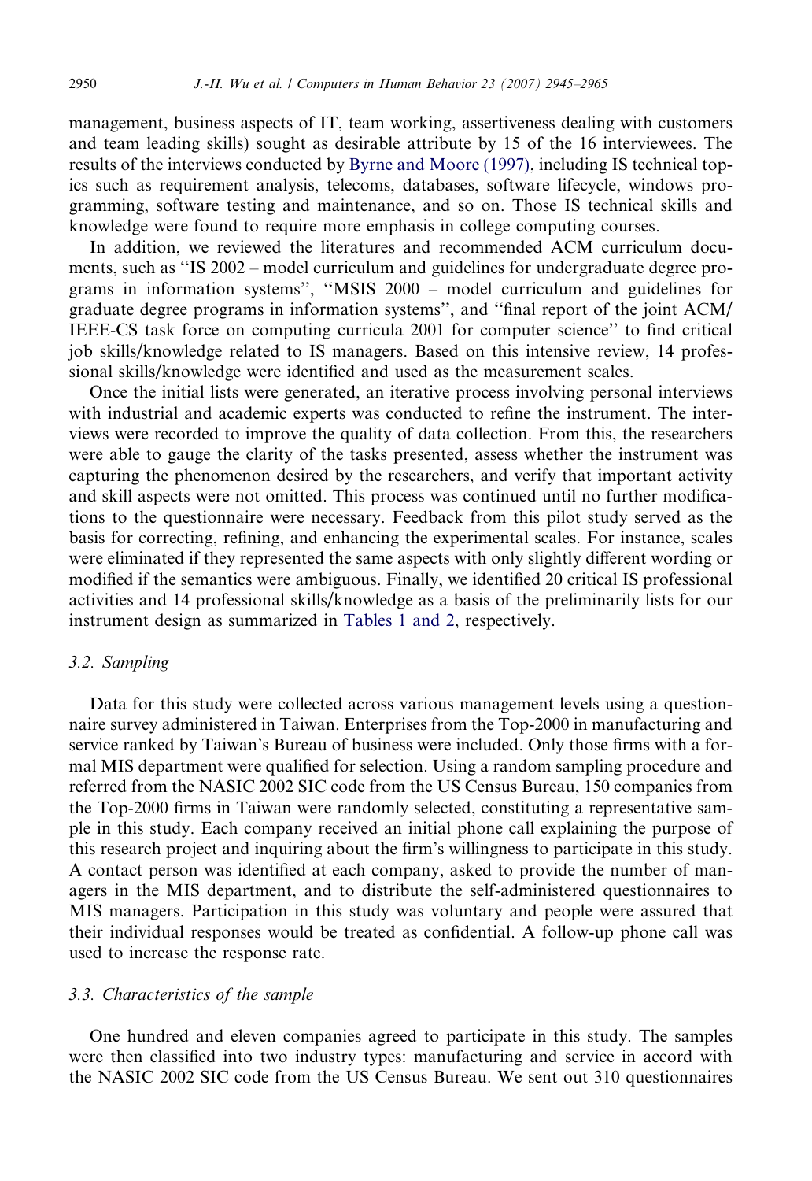management, business aspects of IT, team working, assertiveness dealing with customers and team leading skills) sought as desirable attribute by 15 of the 16 interviewees. The results of the interviews conducted by Byrne and Moore (1997), including IS technical topics such as requirement analysis, telecoms, databases, software lifecycle, windows programming, software testing and maintenance, and so on. Those IS technical skills and knowledge were found to require more emphasis in college computing courses.

In addition, we reviewed the literatures and recommended ACM curriculum documents, such as "IS 2002 – model curriculum and guidelines for undergraduate degree programs in information systems", "MSIS 2000 – model curriculum and guidelines for graduate degree programs in information systems", and "final report of the joint ACM/IEEE-CS task force on computing curricula 2001 for computer science" to find critical job skills/knowledge related to IS managers. Based on this intensive review, 14 professional skills/knowledge were identified and used as the measurement scales.

Once the initial lists were generated, an iterative process involving personal interviews with industrial and academic experts was conducted to refine the instrument. The interviews were recorded to improve the quality of data collection. From this, the researchers were able to gauge the clarity of the tasks presented, assess whether the instrument was capturing the phenomenon desired by the researchers, and verify that important activity and skill aspects were not omitted. This process was continued until no further modifications to the questionnaire were necessary. Feedback from this pilot study served as the basis for correcting, refining, and enhancing the experimental scales. For instance, scales were eliminated if they represented the same aspects with only slightly different wording or modified if the semantics were ambiguous. Finally, we identified 20 critical IS professional activities and 14 professional skills/knowledge as a basis of the preliminarily lists for our instrument design as summarized in Tables 1 and 2, respectively.

### 3.2. Sampling

Data for this study were collected across various management levels using a questionnaire survey administered in Taiwan. Enterprises from the Top-2000 in manufacturing and service ranked by Taiwan's Bureau of business were included. Only those firms with a formal MIS department were qualified for selection. Using a random sampling procedure and referred from the NASIC 2002 SIC code from the US Census Bureau, 150 companies from the Top-2000 firms in Taiwan were randomly selected, constituting a representative sample in this study. Each company received an initial phone call explaining the purpose of this research project and inquiring about the firm's willingness to participate in this study. A contact person was identified at each company, asked to provide the number of managers in the MIS department, and to distribute the self-administered questionnaires to MIS managers. Participation in this study was voluntary and people were assured that their individual responses would be treated as confidential. A follow-up phone call was used to increase the response rate.

### 3.3. Characteristics of the sample

One hundred and eleven companies agreed to participate in this study. The samples were then classified into two industry types: manufacturing and service in accord with the NASIC 2002 SIC code from the US Census Bureau. We sent out 310 questionnaires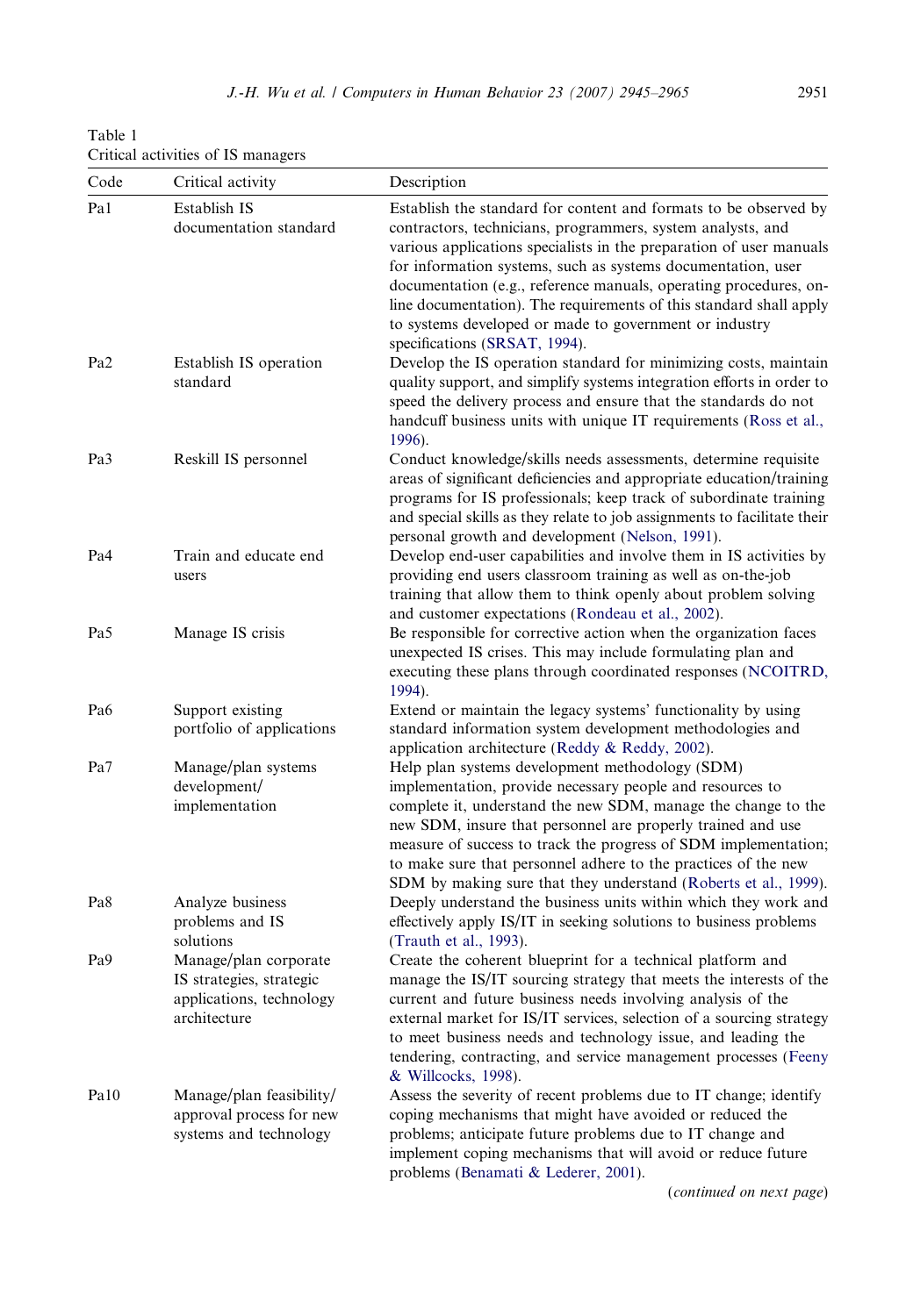Table 1
Critical activities of IS managers

| Code | Critical activity | Description |
| --- | --- | --- |
| Pa1 | Establish IS documentation standard | Establish the standard for content and formats to be observed by contractors, technicians, programmers, system analysts, and various applications specialists in the preparation of user manuals for information systems, such as systems documentation, user documentation (e.g., reference manuals, operating procedures, on-line documentation). The requirements of this standard shall apply to systems developed or made to government or industry specifications (SRSAT, 1994). |
| Pa2 | Establish IS operation standard | Develop the IS operation standard for minimizing costs, maintain quality support, and simplify systems integration efforts in order to speed the delivery process and ensure that the standards do not handcuff business units with unique IT requirements (Ross et al., 1996). |
| Pa3 | Reskill IS personnel | Conduct knowledge/skills needs assessments, determine requisite areas of significant deficiencies and appropriate education/training programs for IS professionals; keep track of subordinate training and special skills as they relate to job assignments to facilitate their personal growth and development (Nelson, 1991). |
| Pa4 | Train and educate end users | Develop end-user capabilities and involve them in IS activities by providing end users classroom training as well as on-the-job training that allow them to think openly about problem solving and customer expectations (Rondeau et al., 2002). |
| Pa5 | Manage IS crisis | Be responsible for corrective action when the organization faces unexpected IS crises. This may include formulating plan and executing these plans through coordinated responses (NCOITRD, 1994). |
| Pa6 | Support existing portfolio of applications | Extend or maintain the legacy systems' functionality by using standard information system development methodologies and application architecture (Reddy & Reddy, 2002). |
| Pa7 | Manage/plan systems development/ implementation | Help plan systems development methodology (SDM) implementation, provide necessary people and resources to complete it, understand the new SDM, manage the change to the new SDM, insure that personnel are properly trained and use measure of success to track the progress of SDM implementation; to make sure that personnel adhere to the practices of the new SDM by making sure that they understand (Roberts et al., 1999). |
| Pa8 | Analyze business problems and IS solutions | Deeply understand the business units within which they work and effectively apply IS/IT in seeking solutions to business problems (Trauth et al., 1993). |
| Pa9 | Manage/plan corporate IS strategies, strategic applications, technology architecture | Create the coherent blueprint for a technical platform and manage the IS/IT sourcing strategy that meets the interests of the current and future business needs involving analysis of the external market for IS/IT services, selection of a sourcing strategy to meet business needs and technology issue, and leading the tendering, contracting, and service management processes (Feeny & Willcocks, 1998). |
| Pa10 | Manage/plan feasibility/ approval process for new systems and technology | Assess the severity of recent problems due to IT change; identify coping mechanisms that might have avoided or reduced the problems; anticipate future problems due to IT change and implement coping mechanisms that will avoid or reduce future problems (Benamati & Lederer, 2001). |

(*continued on next page*)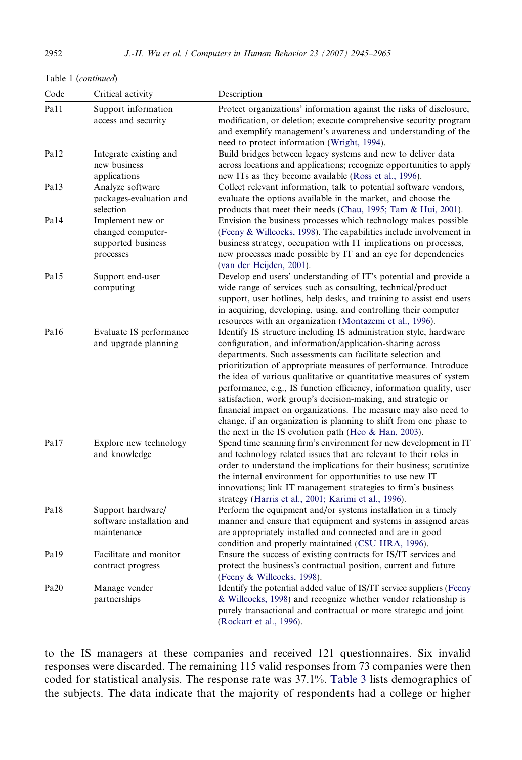Table 1 (*continued*)

| Code | Critical activity | Description |
|---|---|---|
| Pa11 | Support information access and security | Protect organizations' information against the risks of disclosure, modification, or deletion; execute comprehensive security program and exemplify management's awareness and understanding of the need to protect information (Wright, 1994). |
| Pa12 | Integrate existing and new business applications | Build bridges between legacy systems and new to deliver data across locations and applications; recognize opportunities to apply new ITs as they become available (Ross et al., 1996). |
| Pa13 | Analyze software packages-evaluation and selection | Collect relevant information, talk to potential software vendors, evaluate the options available in the market, and choose the products that meet their needs (Chau, 1995; Tam & Hui, 2001). |
| Pa14 | Implement new or changed computer-supported business processes | Envision the business processes which technology makes possible (Feeny & Willcocks, 1998). The capabilities include involvement in business strategy, occupation with IT implications on processes, new processes made possible by IT and an eye for dependencies (van der Heijden, 2001). |
| Pa15 | Support end-user computing | Develop end users' understanding of IT's potential and provide a wide range of services such as consulting, technical/product support, user hotlines, help desks, and training to assist end users in acquiring, developing, using, and controlling their computer resources with an organization (Montazemi et al., 1996). |
| Pa16 | Evaluate IS performance and upgrade planning | Identify IS structure including IS administration style, hardware configuration, and information/application-sharing across departments. Such assessments can facilitate selection and prioritization of appropriate measures of performance. Introduce the idea of various qualitative or quantitative measures of system performance, e.g., IS function efficiency, information quality, user satisfaction, work group's decision-making, and strategic or financial impact on organizations. The measure may also need to change, if an organization is planning to shift from one phase to the next in the IS evolution path (Heo & Han, 2003). |
| Pa17 | Explore new technology and knowledge | Spend time scanning firm's environment for new development in IT and technology related issues that are relevant to their roles in order to understand the implications for their business; scrutinize the internal environment for opportunities to use new IT innovations; link IT management strategies to firm's business strategy (Harris et al., 2001; Karimi et al., 1996). |
| Pa18 | Support hardware/ software installation and maintenance | Perform the equipment and/or systems installation in a timely manner and ensure that equipment and systems in assigned areas are appropriately installed and connected and are in good condition and properly maintained (CSU HRA, 1996). |
| Pa19 | Facilitate and monitor contract progress | Ensure the success of existing contracts for IS/IT services and protect the business's contractual position, current and future (Feeny & Willcocks, 1998). |
| Pa20 | Manage vender partnerships | Identify the potential added value of IS/IT service suppliers (Feeny & Willcocks, 1998) and recognize whether vendor relationship is purely transactional and contractual or more strategic and joint (Rockart et al., 1996). |

to the IS managers at these companies and received 121 questionnaires. Six invalid responses were discarded. The remaining 115 valid responses from 73 companies were then coded for statistical analysis. The response rate was 37.1%. Table 3 lists demographics of the subjects. The data indicate that the majority of respondents had a college or higher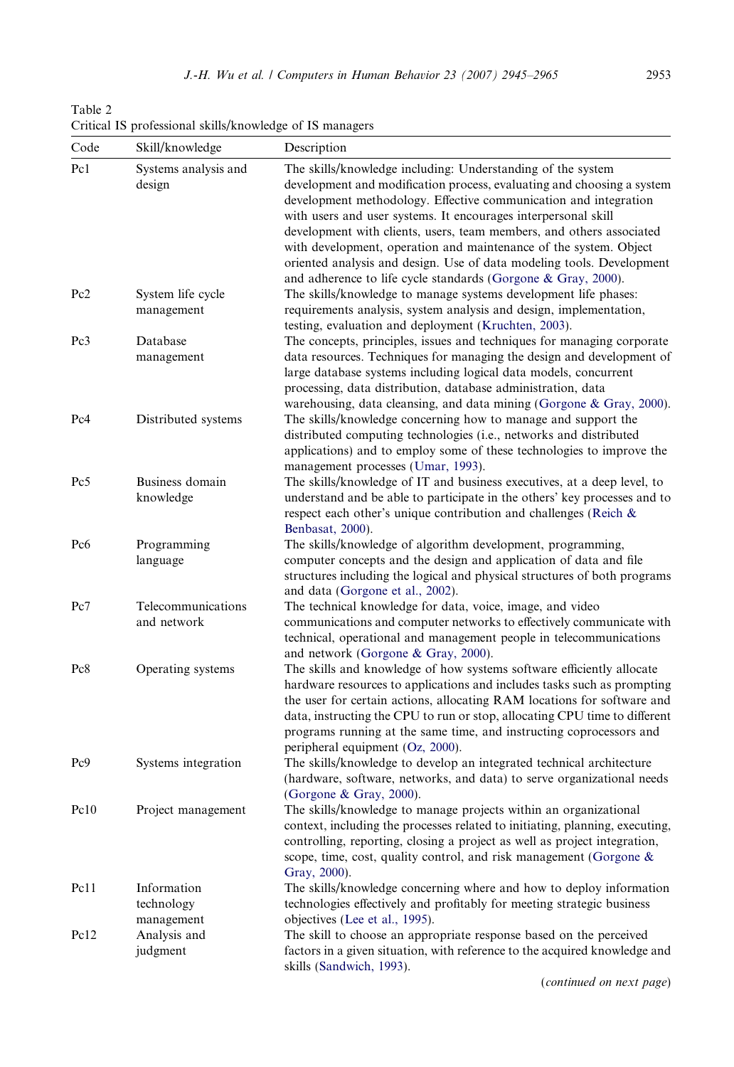Table 2
Critical IS professional skills/knowledge of IS managers

| Code | Skill/knowledge | Description |
|---|---|---|
| Pc1 | Systems analysis and design | The skills/knowledge including: Understanding of the system development and modification process, evaluating and choosing a system development methodology. Effective communication and integration with users and user systems. It encourages interpersonal skill development with clients, users, team members, and others associated with development, operation and maintenance of the system. Object oriented analysis and design. Use of data modeling tools. Development and adherence to life cycle standards (Gorgone & Gray, 2000). |
| Pc2 | System life cycle management | The skills/knowledge to manage systems development life phases: requirements analysis, system analysis and design, implementation, testing, evaluation and deployment (Kruchten, 2003). |
| Pc3 | Database management | The concepts, principles, issues and techniques for managing corporate data resources. Techniques for managing the design and development of large database systems including logical data models, concurrent processing, data distribution, database administration, data warehousing, data cleansing, and data mining (Gorgone & Gray, 2000). |
| Pc4 | Distributed systems | The skills/knowledge concerning how to manage and support the distributed computing technologies (i.e., networks and distributed applications) and to employ some of these technologies to improve the management processes (Umar, 1993). |
| Pc5 | Business domain knowledge | The skills/knowledge of IT and business executives, at a deep level, to understand and be able to participate in the others' key processes and to respect each other's unique contribution and challenges (Reich & Benbasat, 2000). |
| Pc6 | Programming language | The skills/knowledge of algorithm development, programming, computer concepts and the design and application of data and file structures including the logical and physical structures of both programs and data (Gorgone et al., 2002). |
| Pc7 | Telecommunications and network | The technical knowledge for data, voice, image, and video communications and computer networks to effectively communicate with technical, operational and management people in telecommunications and network (Gorgone & Gray, 2000). |
| Pc8 | Operating systems | The skills and knowledge of how systems software efficiently allocate hardware resources to applications and includes tasks such as prompting the user for certain actions, allocating RAM locations for software and data, instructing the CPU to run or stop, allocating CPU time to different programs running at the same time, and instructing coprocessors and peripheral equipment (Oz, 2000). |
| Pc9 | Systems integration | The skills/knowledge to develop an integrated technical architecture (hardware, software, networks, and data) to serve organizational needs (Gorgone & Gray, 2000). |
| Pc10 | Project management | The skills/knowledge to manage projects within an organizational context, including the processes related to initiating, planning, executing, controlling, reporting, closing a project as well as project integration, scope, time, cost, quality control, and risk management (Gorgone & Gray, 2000). |
| Pc11 | Information technology management | The skills/knowledge concerning where and how to deploy information technologies effectively and profitably for meeting strategic business objectives (Lee et al., 1995). |
| Pc12 | Analysis and judgment | The skill to choose an appropriate response based on the perceived factors in a given situation, with reference to the acquired knowledge and skills (Sandwich, 1993). |

(*continued on next page*)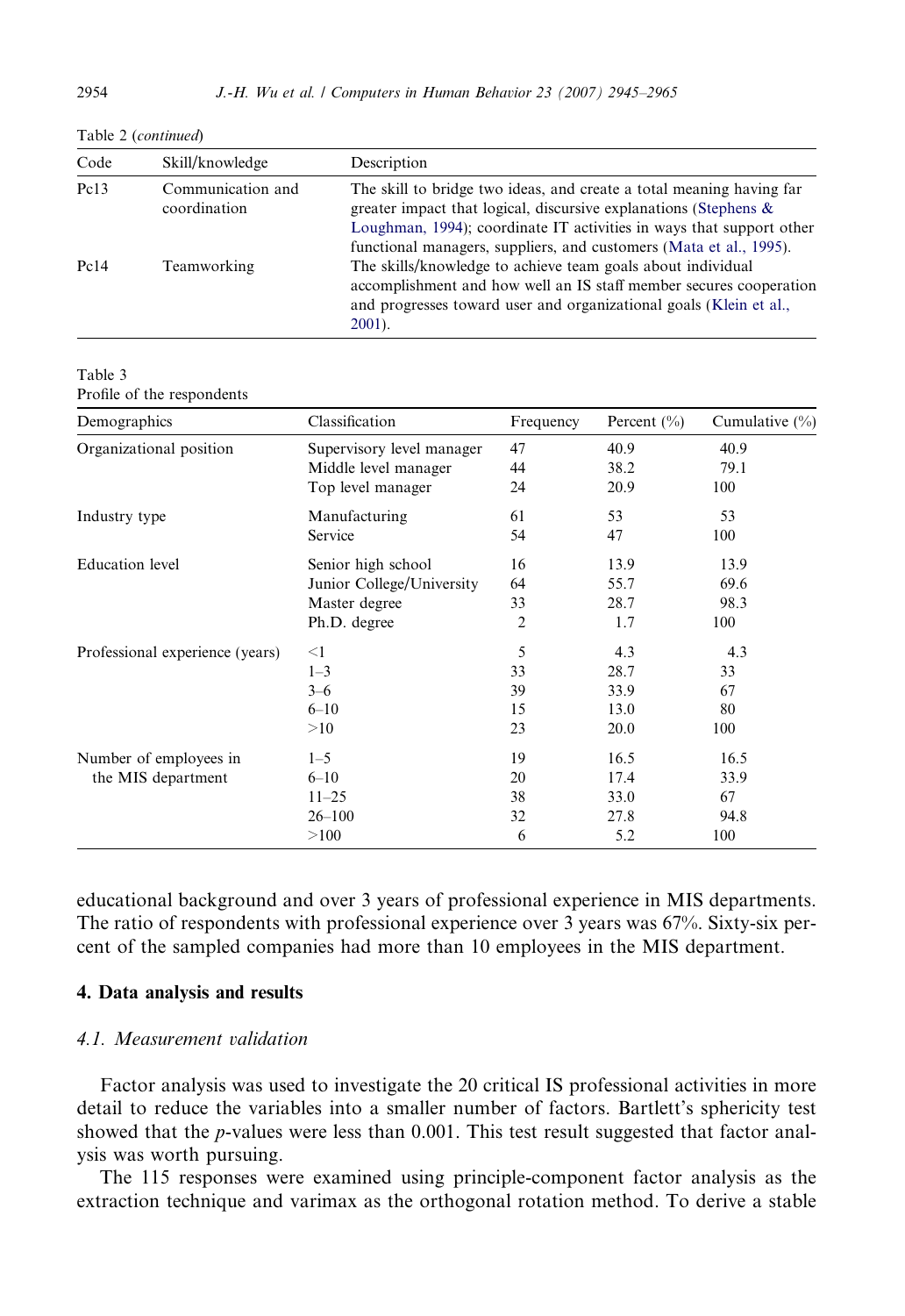Table 2 (*continued*)

| Code | Skill/knowledge | Description |
|---|---|---|
| Pc13 | Communication and coordination | The skill to bridge two ideas, and create a total meaning having far greater impact that logical, discursive explanations (Stephens & Loughman, 1994); coordinate IT activities in ways that support other functional managers, suppliers, and customers (Mata et al., 1995). |
| Pc14 | Teamworking | The skills/knowledge to achieve team goals about individual accomplishment and how well an IS staff member secures cooperation and progresses toward user and organizational goals (Klein et al., 2001). |

Table 3
Profile of the respondents

| Demographics | Classification | Frequency | Percent (%) | Cumulative (%) |
|---|---|---|---|---|
| Organizational position | Supervisory level manager | 47 | 40.9 | 40.9 |
| | Middle level manager | 44 | 38.2 | 79.1 |
| | Top level manager | 24 | 20.9 | 100 |
| Industry type | Manufacturing | 61 | 53 | 53 |
| | Service | 54 | 47 | 100 |
| Education level | Senior high school | 16 | 13.9 | 13.9 |
| | Junior College/University | 64 | 55.7 | 69.6 |
| | Master degree | 33 | 28.7 | 98.3 |
| | Ph.D. degree | 2 | 1.7 | 100 |
| Professional experience (years) | <1 | 5 | 4.3 | 4.3 |
| | 1–3 | 33 | 28.7 | 33 |
| | 3–6 | 39 | 33.9 | 67 |
| | 6–10 | 15 | 13.0 | 80 |
| | >10 | 23 | 20.0 | 100 |
| Number of employees in the MIS department | 1–5 | 19 | 16.5 | 16.5 |
| | 6–10 | 20 | 17.4 | 33.9 |
| | 11–25 | 38 | 33.0 | 67 |
| | 26–100 | 32 | 27.8 | 94.8 |
| | >100 | 6 | 5.2 | 100 |

educational background and over 3 years of professional experience in MIS departments. The ratio of respondents with professional experience over 3 years was 67%. Sixty-six percent of the sampled companies had more than 10 employees in the MIS department.

## 4. Data analysis and results

### *4.1. Measurement validation*

Factor analysis was used to investigate the 20 critical IS professional activities in more detail to reduce the variables into a smaller number of factors. Bartlett's sphericity test showed that the $p$-values were less than 0.001. This test result suggested that factor analysis was worth pursuing.

The 115 responses were examined using principle-component factor analysis as the extraction technique and varimax as the orthogonal rotation method. To derive a stable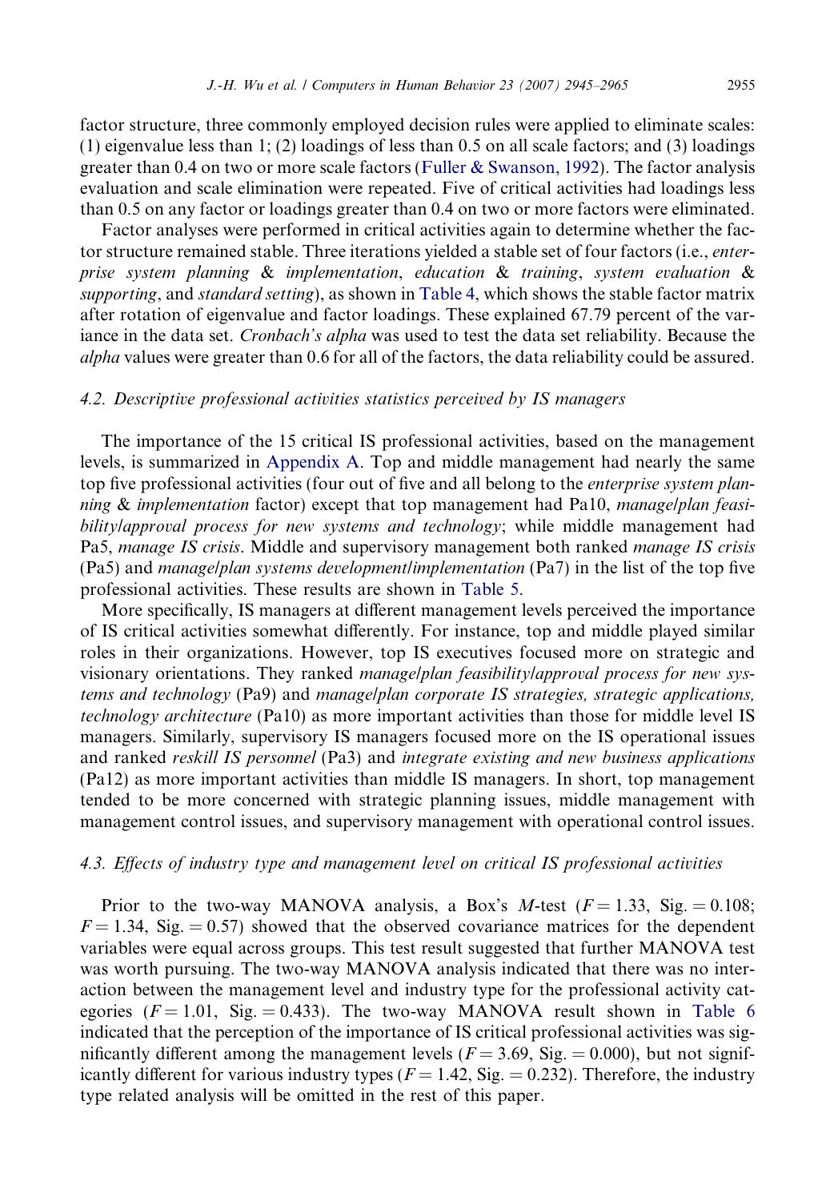factor structure, three commonly employed decision rules were applied to eliminate scales: (1) eigenvalue less than 1; (2) loadings of less than 0.5 on all scale factors; and (3) loadings greater than 0.4 on two or more scale factors (Fuller & Swanson, 1992). The factor analysis evaluation and scale elimination were repeated. Five of critical activities had loadings less than 0.5 on any factor or loadings greater than 0.4 on two or more factors were eliminated.

Factor analyses were performed in critical activities again to determine whether the factor structure remained stable. Three iterations yielded a stable set of four factors (i.e., *enterprise system planning* & *implementation*, *education* & *training*, *system evaluation* & *supporting*, and *standard setting*), as shown in Table 4, which shows the stable factor matrix after rotation of eigenvalue and factor loadings. These explained 67.79 percent of the variance in the data set. *Cronbach's alpha* was used to test the data set reliability. Because the *alpha* values were greater than 0.6 for all of the factors, the data reliability could be assured.

### 4.2. Descriptive professional activities statistics perceived by IS managers

The importance of the 15 critical IS professional activities, based on the management levels, is summarized in Appendix A. Top and middle management had nearly the same top five professional activities (four out of five and all belong to the *enterprise system planning* & *implementation* factor) except that top management had Pa10, *manage/plan feasibility/approval process for new systems and technology*; while middle management had Pa5, *manage IS crisis*. Middle and supervisory management both ranked *manage IS crisis* (Pa5) and *manage/plan systems development/implementation* (Pa7) in the list of the top five professional activities. These results are shown in Table 5.

More specifically, IS managers at different management levels perceived the importance of IS critical activities somewhat differently. For instance, top and middle played similar roles in their organizations. However, top IS executives focused more on strategic and visionary orientations. They ranked *manage/plan feasibility/approval process for new systems and technology* (Pa9) and *manage/plan corporate IS strategies, strategic applications, technology architecture* (Pa10) as more important activities than those for middle level IS managers. Similarly, supervisory IS managers focused more on the IS operational issues and ranked *reskill IS personnel* (Pa3) and *integrate existing and new business applications* (Pa12) as more important activities than middle IS managers. In short, top management tended to be more concerned with strategic planning issues, middle management with management control issues, and supervisory management with operational control issues.

### 4.3. Effects of industry type and management level on critical IS professional activities

Prior to the two-way MANOVA analysis, a Box's *M*-test ($F = 1.33$, Sig. = 0.108; $F = 1.34$, Sig. = 0.57) showed that the observed covariance matrices for the dependent variables were equal across groups. This test result suggested that further MANOVA test was worth pursuing. The two-way MANOVA analysis indicated that there was no interaction between the management level and industry type for the professional activity categories ($F = 1.01$, Sig. = 0.433). The two-way MANOVA result shown in Table 6 indicated that the perception of the importance of IS critical professional activities was significantly different among the management levels ($F = 3.69$, Sig. = 0.000), but not significantly different for various industry types ($F = 1.42$, Sig. = 0.232). Therefore, the industry type related analysis will be omitted in the rest of this paper.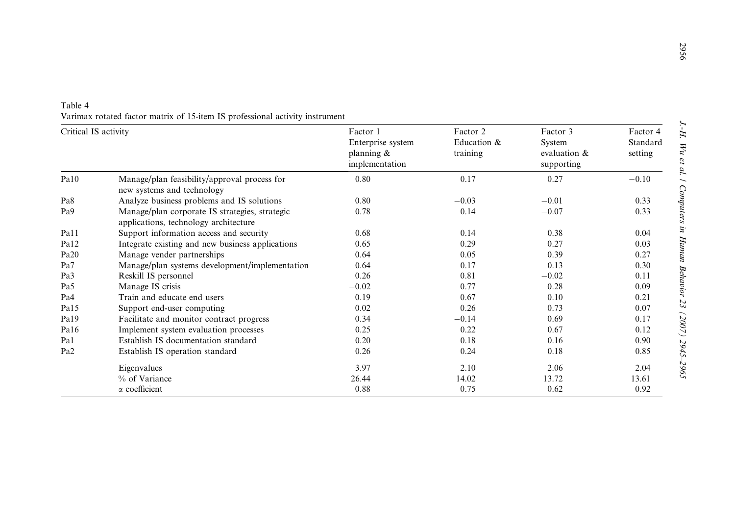Table 4
Varimax rotated factor matrix of 15-item IS professional activity instrument

| Critical IS activity | | Factor 1 Enterprise system planning & implementation | Factor 2 Education & training | Factor 3 System evaluation & supporting | Factor 4 Standard setting |
|---|---|---|---|---|---|
| Pa10 | Manage/plan feasibility/approval process for new systems and technology | 0.80 | 0.17 | 0.27 | −0.10 |
| Pa8 | Analyze business problems and IS solutions | 0.80 | −0.03 | −0.01 | 0.33 |
| Pa9 | Manage/plan corporate IS strategies, strategic applications, technology architecture | 0.78 | 0.14 | −0.07 | 0.33 |
| Pa11 | Support information access and security | 0.68 | 0.14 | 0.38 | 0.04 |
| Pa12 | Integrate existing and new business applications | 0.65 | 0.29 | 0.27 | 0.03 |
| Pa20 | Manage vender partnerships | 0.64 | 0.05 | 0.39 | 0.27 |
| Pa7 | Manage/plan systems development/implementation | 0.64 | 0.17 | 0.13 | 0.30 |
| Pa3 | Reskill IS personnel | 0.26 | 0.81 | −0.02 | 0.11 |
| Pa5 | Manage IS crisis | −0.02 | 0.77 | 0.28 | 0.09 |
| Pa4 | Train and educate end users | 0.19 | 0.67 | 0.10 | 0.21 |
| Pa15 | Support end-user computing | 0.02 | 0.26 | 0.73 | 0.07 |
| Pa19 | Facilitate and monitor contract progress | 0.34 | −0.14 | 0.69 | 0.17 |
| Pa16 | Implement system evaluation processes | 0.25 | 0.22 | 0.67 | 0.12 |
| Pa1 | Establish IS documentation standard | 0.20 | 0.18 | 0.16 | 0.90 |
| Pa2 | Establish IS operation standard | 0.26 | 0.24 | 0.18 | 0.85 |
| | Eigenvalues | 3.97 | 2.10 | 2.06 | 2.04 |
| | % of Variance | 26.44 | 14.02 | 13.72 | 13.61 |
| | $\alpha$ coefficient | 0.88 | 0.75 | 0.62 | 0.92 |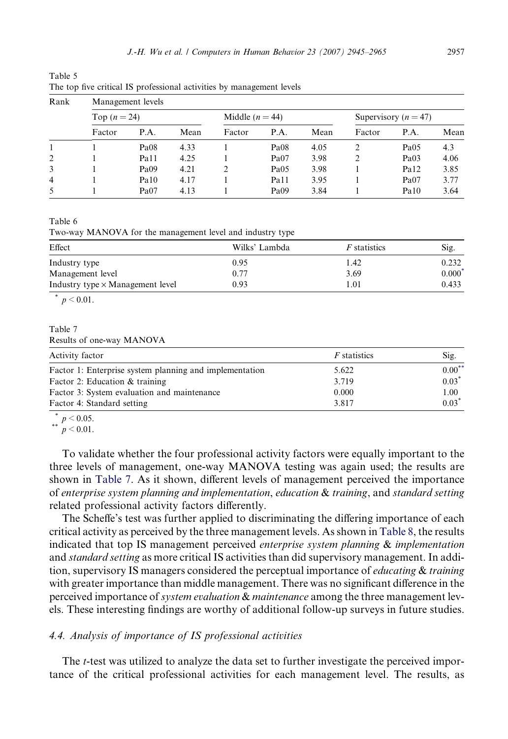Table 5
The top five critical IS professional activities by management levels

| Rank | Management levels | | | | | | | | |
|---|---|---|---|---|---|---|---|---|---|
| | Top ($n = 24$) | | | Middle ($n = 44$) | | | Supervisory ($n = 47$) | | |
| | Factor | P.A. | Mean | Factor | P.A. | Mean | Factor | P.A. | Mean |
| 1 | 1 | Pa08 | 4.33 | 1 | Pa08 | 4.05 | 2 | Pa05 | 4.3 |
| 2 | 1 | Pa11 | 4.25 | 1 | Pa07 | 3.98 | 2 | Pa03 | 4.06 |
| 3 | 1 | Pa09 | 4.21 | 2 | Pa05 | 3.98 | 1 | Pa12 | 3.85 |
| 4 | 1 | Pa10 | 4.17 | 1 | Pa11 | 3.95 | 1 | Pa07 | 3.77 |
| 5 | 1 | Pa07 | 4.13 | 1 | Pa09 | 3.84 | 1 | Pa10 | 3.64 |

Table 6
Two-way MANOVA for the management level and industry type

| Effect | Wilks' Lambda | *F* statistics | Sig. |
|---|---|---|---|
| Industry type | 0.95 | 1.42 | 0.232 |
| Management level | 0.77 | 3.69 | 0.000* |
| Industry type × Management level | 0.93 | 1.01 | 0.433 |

\* $p < 0.01$.

Table 7
Results of one-way MANOVA

| Activity factor | *F* statistics | Sig. |
|---|---|---|
| Factor 1: Enterprise system planning and implementation | 5.622 | 0.00** |
| Factor 2: Education & training | 3.719 | 0.03* |
| Factor 3: System evaluation and maintenance | 0.000 | 1.00 |
| Factor 4: Standard setting | 3.817 | 0.03* |

\* $p < 0.05$.
\*\* $p < 0.01$.

To validate whether the four professional activity factors were equally important to the three levels of management, one-way MANOVA testing was again used; the results are shown in Table 7. As it shown, different levels of management perceived the importance of *enterprise system planning and implementation*, *education* & *training*, and *standard setting* related professional activity factors differently.

The Scheffe's test was further applied to discriminating the differing importance of each critical activity as perceived by the three management levels. As shown in Table 8, the results indicated that top IS management perceived *enterprise system planning* & *implementation* and *standard setting* as more critical IS activities than did supervisory management. In addition, supervisory IS managers considered the perceptual importance of *educating* & *training* with greater importance than middle management. There was no significant difference in the perceived importance of *system evaluation* & *maintenance* among the three management levels. These interesting findings are worthy of additional follow-up surveys in future studies.

### 4.4. Analysis of importance of IS professional activities

The *t*-test was utilized to analyze the data set to further investigate the perceived importance of the critical professional activities for each management level. The results, as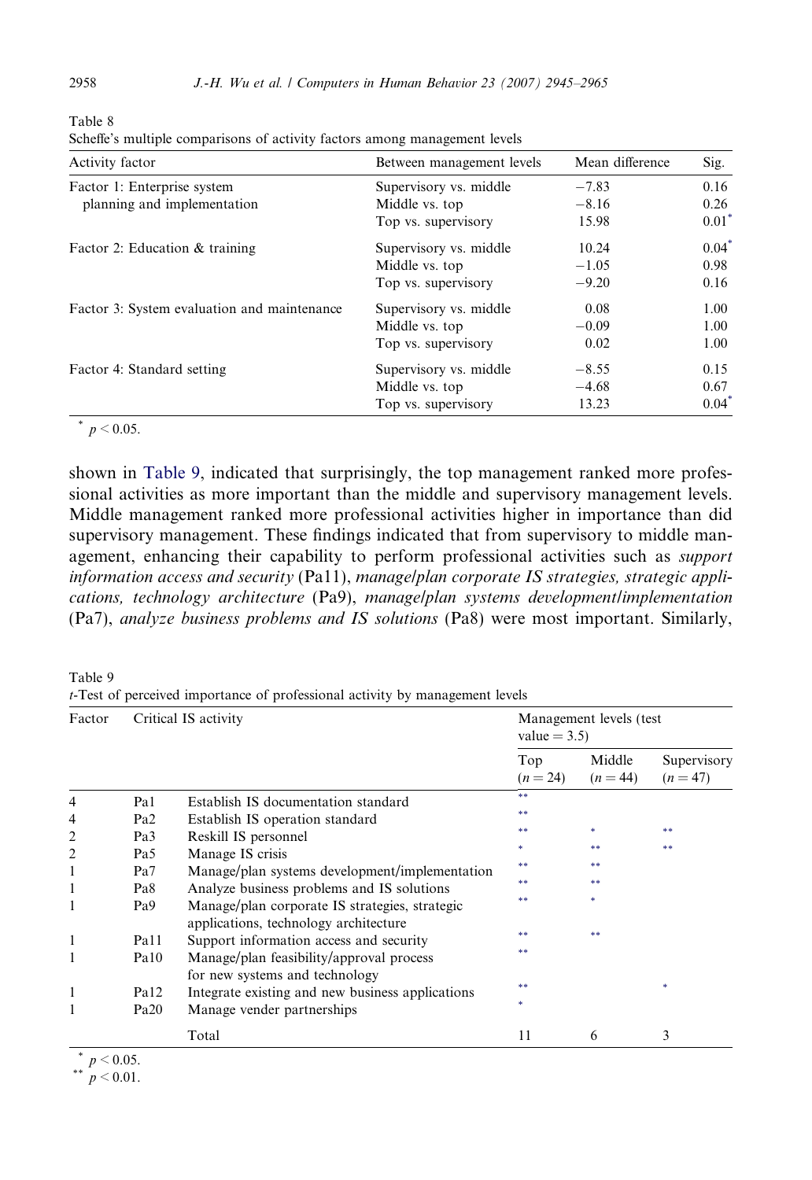Table 8
Scheffe's multiple comparisons of activity factors among management levels

| Activity factor | Between management levels | Mean difference | Sig. |
|---|---|---|---|
| Factor 1: Enterprise system planning and implementation | Supervisory vs. middle | −7.83 | 0.16 |
| | Middle vs. top | −8.16 | 0.26 |
| | Top vs. supervisory | 15.98 | 0.01* |
| Factor 2: Education & training | Supervisory vs. middle | 10.24 | 0.04* |
| | Middle vs. top | −1.05 | 0.98 |
| | Top vs. supervisory | −9.20 | 0.16 |
| Factor 3: System evaluation and maintenance | Supervisory vs. middle | 0.08 | 1.00 |
| | Middle vs. top | −0.09 | 1.00 |
| | Top vs. supervisory | 0.02 | 1.00 |
| Factor 4: Standard setting | Supervisory vs. middle | −8.55 | 0.15 |
| | Middle vs. top | −4.68 | 0.67 |
| | Top vs. supervisory | 13.23 | 0.04* |

* $p < 0.05$.

shown in Table 9, indicated that surprisingly, the top management ranked more professional activities as more important than the middle and supervisory management levels. Middle management ranked more professional activities higher in importance than did supervisory management. These findings indicated that from supervisory to middle management, enhancing their capability to perform professional activities such as *support information access and security* (Pa11), *manage/plan corporate IS strategies, strategic applications, technology architecture* (Pa9), *manage/plan systems development/implementation* (Pa7), *analyze business problems and IS solutions* (Pa8) were most important. Similarly,

Table 9
*t*-Test of perceived importance of professional activity by management levels

| Factor | Critical IS activity | | Management levels (test value = 3.5) | | |
|---|---|---|---|---|---|
| | | | Top ($n = 24$) | Middle ($n = 44$) | Supervisory ($n = 47$) |
| 4 | Pa1 | Establish IS documentation standard | ** | | |
| 4 | Pa2 | Establish IS operation standard | ** | | |
| 2 | Pa3 | Reskill IS personnel | ** | * | ** |
| 2 | Pa5 | Manage IS crisis | * | ** | ** |
| 1 | Pa7 | Manage/plan systems development/implementation | ** | ** | |
| 1 | Pa8 | Analyze business problems and IS solutions | ** | ** | |
| 1 | Pa9 | Manage/plan corporate IS strategies, strategic applications, technology architecture | ** | * | |
| 1 | Pa11 | Support information access and security | ** | ** | |
| 1 | Pa10 | Manage/plan feasibility/approval process for new systems and technology | ** | | |
| 1 | Pa12 | Integrate existing and new business applications | ** | | * |
| 1 | Pa20 | Manage vender partnerships | * | | |
| | | Total | 11 | 6 | 3 |

* $p < 0.05$.
** $p < 0.01$.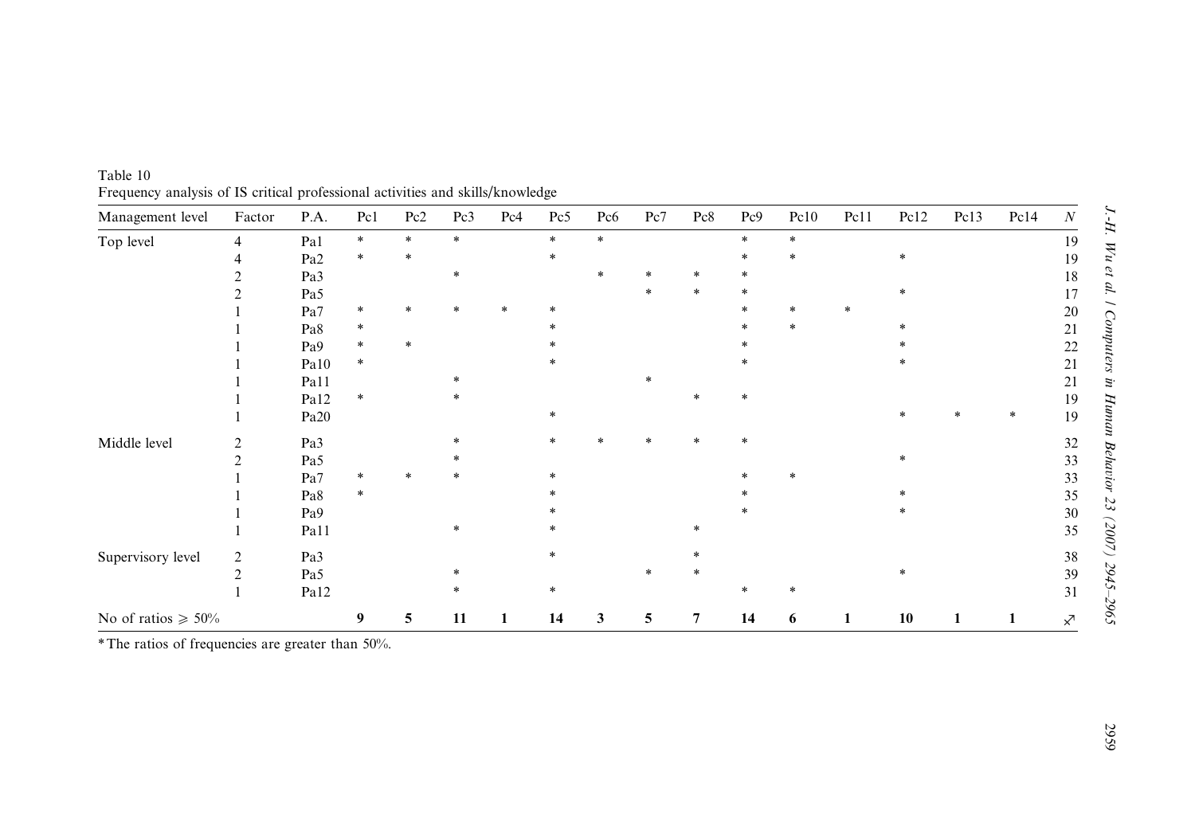Table 10
Frequency analysis of IS critical professional activities and skills/knowledge

| Management level | Factor | P.A. | Pc1 | Pc2 | Pc3 | Pc4 | Pc5 | Pc6 | Pc7 | Pc8 | Pc9 | Pc10 | Pc11 | Pc12 | Pc13 | Pc14 | N |
|---|---|---|---|---|---|---|---|---|---|---|---|---|---|---|---|---|---|
| Top level | 4 | Pa1 | * | * | * | | * | * | | | * | * | | | | | 19 |
| | 4 | Pa2 | * | * | | | * | | | | * | * | | * | | | 19 |
| | 2 | Pa3 | | | * | | | * | * | * | * | | | | | | 18 |
| | 2 | Pa5 | | | | | | | * | * | * | | | * | | | 17 |
| | 1 | Pa7 | * | * | * | * | * | | | | * | * | * | | | | 20 |
| | 1 | Pa8 | * | | | | * | | | | * | * | | * | | | 21 |
| | 1 | Pa9 | * | * | | | * | | | | * | | | * | | | 22 |
| | 1 | Pa10 | * | | | | * | | | | * | | | * | | | 21 |
| | 1 | Pa11 | | | * | | | | * | | | | | | | | 21 |
| | 1 | Pa12 | * | | * | | | | | * | * | | | | | | 19 |
| | 1 | Pa20 | | | | | * | | | | | | | * | * | * | 19 |
| Middle level | 2 | Pa3 | | | * | | * | * | * | * | * | | | | | | 32 |
| | 2 | Pa5 | | | * | | | | | | | | | * | | | 33 |
| | 1 | Pa7 | * | * | * | | * | | | | * | * | | | | | 33 |
| | 1 | Pa8 | * | | | | * | | | | * | | | * | | | 35 |
| | 1 | Pa9 | | | | | * | | | | * | | | * | | | 30 |
| | 1 | Pa11 | | | * | | * | | | * | | | | | | | 35 |
| Supervisory level | 2 | Pa3 | | | | | * | | | * | | | | | | | 38 |
| | 2 | Pa5 | | | * | | | | * | * | | | | * | | | 39 |
| | 1 | Pa12 | | | * | | * | | | | * | * | | | | | 31 |
| No of ratios ⩾ 50% | | | **9** | **5** | **11** | **1** | **14** | **3** | **5** | **7** | **14** | **6** | **1** | **10** | **1** | **1** | |

*The ratios of frequencies are greater than 50%.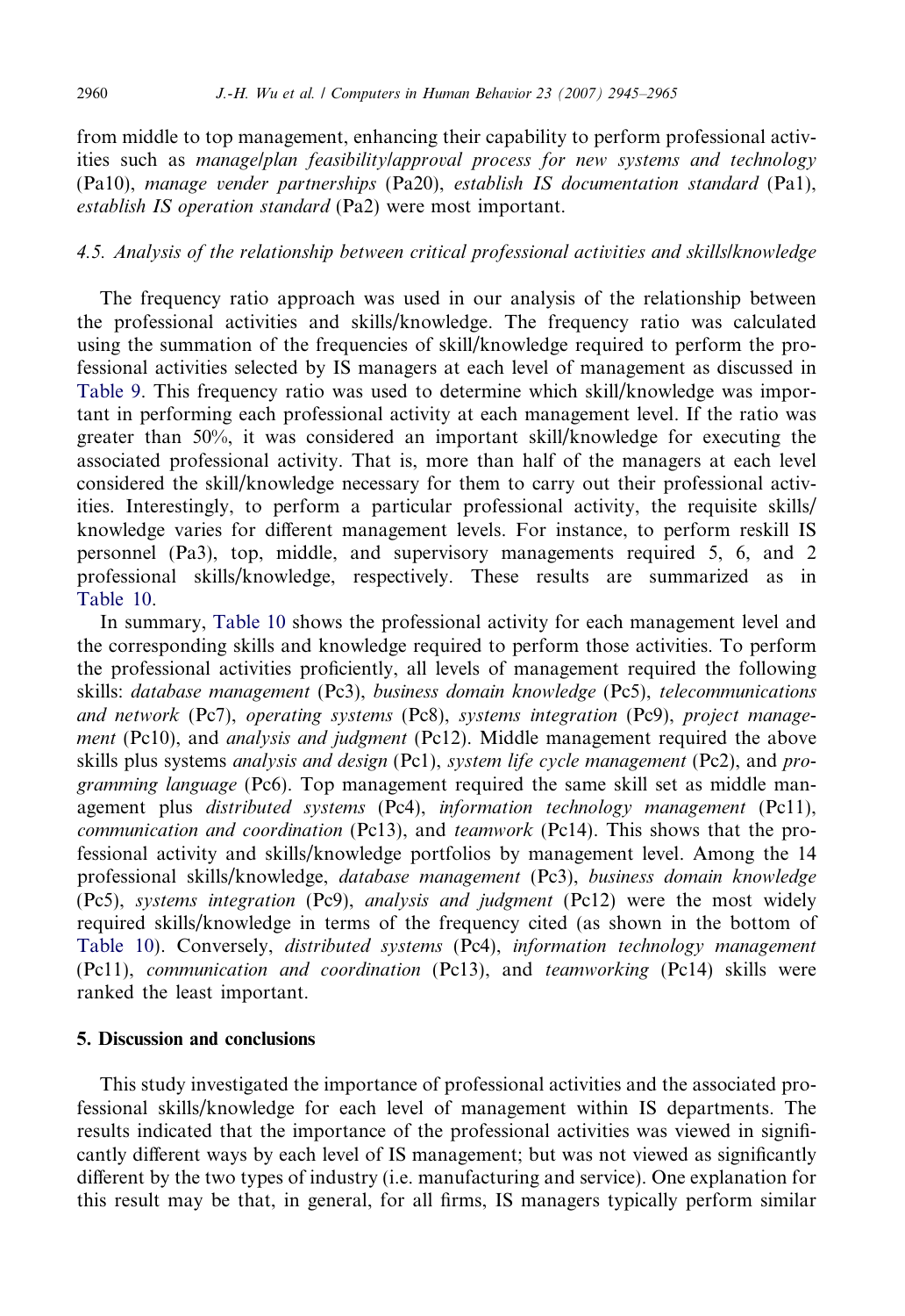from middle to top management, enhancing their capability to perform professional activities such as *manage/plan feasibility/approval process for new systems and technology* (Pa10), *manage vender partnerships* (Pa20), *establish IS documentation standard* (Pa1), *establish IS operation standard* (Pa2) were most important.

### 4.5. Analysis of the relationship between critical professional activities and skills/knowledge

The frequency ratio approach was used in our analysis of the relationship between the professional activities and skills/knowledge. The frequency ratio was calculated using the summation of the frequencies of skill/knowledge required to perform the professional activities selected by IS managers at each level of management as discussed in Table 9. This frequency ratio was used to determine which skill/knowledge was important in performing each professional activity at each management level. If the ratio was greater than 50%, it was considered an important skill/knowledge for executing the associated professional activity. That is, more than half of the managers at each level considered the skill/knowledge necessary for them to carry out their professional activities. Interestingly, to perform a particular professional activity, the requisite skills/knowledge varies for different management levels. For instance, to perform reskill IS personnel (Pa3), top, middle, and supervisory managements required 5, 6, and 2 professional skills/knowledge, respectively. These results are summarized as in Table 10.

In summary, Table 10 shows the professional activity for each management level and the corresponding skills and knowledge required to perform those activities. To perform the professional activities proficiently, all levels of management required the following skills: *database management* (Pc3), *business domain knowledge* (Pc5), *telecommunications and network* (Pc7), *operating systems* (Pc8), *systems integration* (Pc9), *project management* (Pc10), and *analysis and judgment* (Pc12). Middle management required the above skills plus systems *analysis and design* (Pc1), *system life cycle management* (Pc2), and *programming language* (Pc6). Top management required the same skill set as middle management plus *distributed systems* (Pc4), *information technology management* (Pc11), *communication and coordination* (Pc13), and *teamwork* (Pc14). This shows that the professional activity and skills/knowledge portfolios by management level. Among the 14 professional skills/knowledge, *database management* (Pc3), *business domain knowledge* (Pc5), *systems integration* (Pc9), *analysis and judgment* (Pc12) were the most widely required skills/knowledge in terms of the frequency cited (as shown in the bottom of Table 10). Conversely, *distributed systems* (Pc4), *information technology management* (Pc11), *communication and coordination* (Pc13), and *teamworking* (Pc14) skills were ranked the least important.

## 5. Discussion and conclusions

This study investigated the importance of professional activities and the associated professional skills/knowledge for each level of management within IS departments. The results indicated that the importance of the professional activities was viewed in significantly different ways by each level of IS management; but was not viewed as significantly different by the two types of industry (i.e. manufacturing and service). One explanation for this result may be that, in general, for all firms, IS managers typically perform similar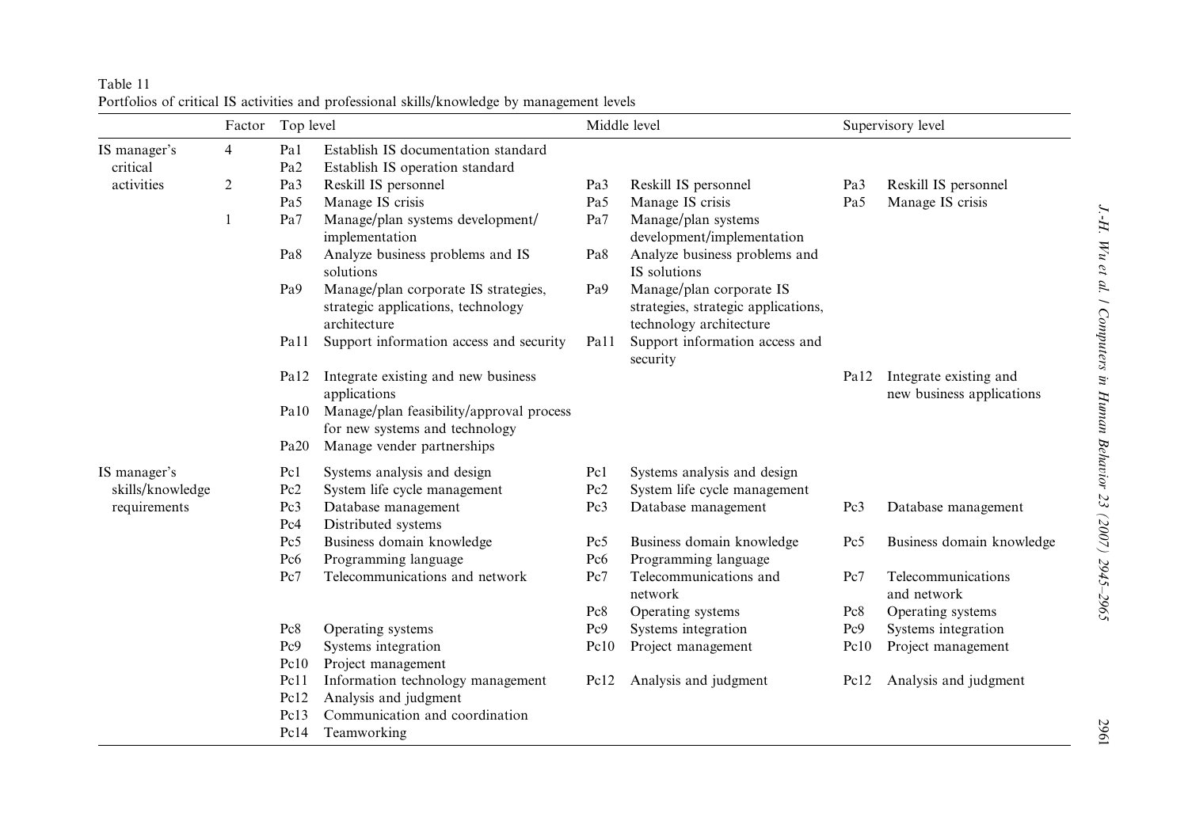Table 11
Portfolios of critical IS activities and professional skills/knowledge by management levels

| | Factor | Top level | | Middle level | | Supervisory level | |
|---|---|---|---|---|---|---|---|
| IS manager's critical activities | 4 | Pa1 | Establish IS documentation standard | | | | |
| | | Pa2 | Establish IS operation standard | | | | |
| | 2 | Pa3 | Reskill IS personnel | Pa3 | Reskill IS personnel | Pa3 | Reskill IS personnel |
| | | Pa5 | Manage IS crisis | Pa5 | Manage IS crisis | Pa5 | Manage IS crisis |
| | 1 | Pa7 | Manage/plan systems development/ implementation | Pa7 | Manage/plan systems development/implementation | | |
| | | Pa8 | Analyze business problems and IS solutions | Pa8 | Analyze business problems and IS solutions | | |
| | | Pa9 | Manage/plan corporate IS strategies, strategic applications, technology architecture | Pa9 | Manage/plan corporate IS strategies, strategic applications, technology architecture | | |
| | | Pa11 | Support information access and security | Pa11 | Support information access and security | | |
| | | Pa12 | Integrate existing and new business applications | | | Pa12 | Integrate existing and new business applications |
| | | Pa10 | Manage/plan feasibility/approval process for new systems and technology | | | | |
| | | Pa20 | Manage vender partnerships | | | | |
| IS manager's skills/knowledge requirements | | Pc1 | Systems analysis and design | Pc1 | Systems analysis and design | | |
| | | Pc2 | System life cycle management | Pc2 | System life cycle management | | |
| | | Pc3 | Database management | Pc3 | Database management | Pc3 | Database management |
| | | Pc4 | Distributed systems | | | | |
| | | Pc5 | Business domain knowledge | Pc5 | Business domain knowledge | Pc5 | Business domain knowledge |
| | | Pc6 | Programming language | Pc6 | Programming language | | |
| | | Pc7 | Telecommunications and network | Pc7 | Telecommunications and network | Pc7 | Telecommunications and network |
| | | | | Pc8 | Operating systems | Pc8 | Operating systems |
| | | Pc8 | Operating systems | Pc9 | Systems integration | Pc9 | Systems integration |
| | | Pc9 | Systems integration | Pc10 | Project management | Pc10 | Project management |
| | | Pc10 | Project management | | | | |
| | | Pc11 | Information technology management | Pc12 | Analysis and judgment | Pc12 | Analysis and judgment |
| | | Pc12 | Analysis and judgment | | | | |
| | | Pc13 | Communication and coordination | | | | |
| | | Pc14 | Teamworking | | | | |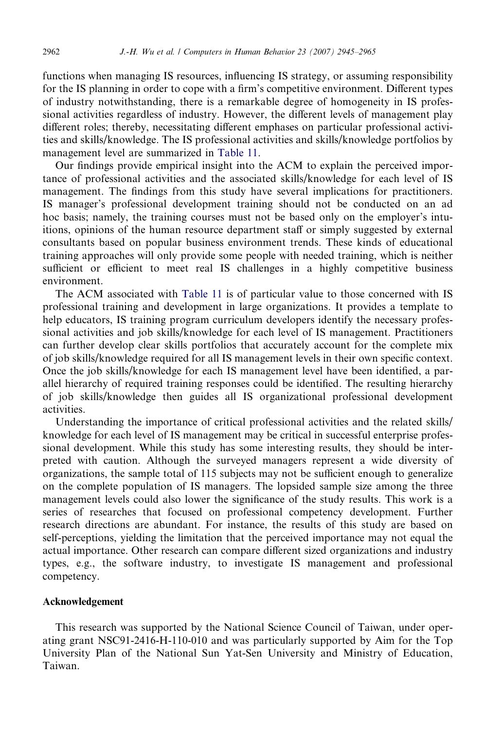functions when managing IS resources, influencing IS strategy, or assuming responsibility for the IS planning in order to cope with a firm's competitive environment. Different types of industry notwithstanding, there is a remarkable degree of homogeneity in IS professional activities regardless of industry. However, the different levels of management play different roles; thereby, necessitating different emphases on particular professional activities and skills/knowledge. The IS professional activities and skills/knowledge portfolios by management level are summarized in Table 11.

Our findings provide empirical insight into the ACM to explain the perceived importance of professional activities and the associated skills/knowledge for each level of IS management. The findings from this study have several implications for practitioners. IS manager's professional development training should not be conducted on an ad hoc basis; namely, the training courses must not be based only on the employer's intuitions, opinions of the human resource department staff or simply suggested by external consultants based on popular business environment trends. These kinds of educational training approaches will only provide some people with needed training, which is neither sufficient or efficient to meet real IS challenges in a highly competitive business environment.

The ACM associated with Table 11 is of particular value to those concerned with IS professional training and development in large organizations. It provides a template to help educators, IS training program curriculum developers identify the necessary professional activities and job skills/knowledge for each level of IS management. Practitioners can further develop clear skills portfolios that accurately account for the complete mix of job skills/knowledge required for all IS management levels in their own specific context. Once the job skills/knowledge for each IS management level have been identified, a parallel hierarchy of required training responses could be identified. The resulting hierarchy of job skills/knowledge then guides all IS organizational professional development activities.

Understanding the importance of critical professional activities and the related skills/knowledge for each level of IS management may be critical in successful enterprise professional development. While this study has some interesting results, they should be interpreted with caution. Although the surveyed managers represent a wide diversity of organizations, the sample total of 115 subjects may not be sufficient enough to generalize on the complete population of IS managers. The lopsided sample size among the three management levels could also lower the significance of the study results. This work is a series of researches that focused on professional competency development. Further research directions are abundant. For instance, the results of this study are based on self-perceptions, yielding the limitation that the perceived importance may not equal the actual importance. Other research can compare different sized organizations and industry types, e.g., the software industry, to investigate IS management and professional competency.

## Acknowledgement

This research was supported by the National Science Council of Taiwan, under operating grant NSC91-2416-H-110-010 and was particularly supported by Aim for the Top University Plan of the National Sun Yat-Sen University and Ministry of Education, Taiwan.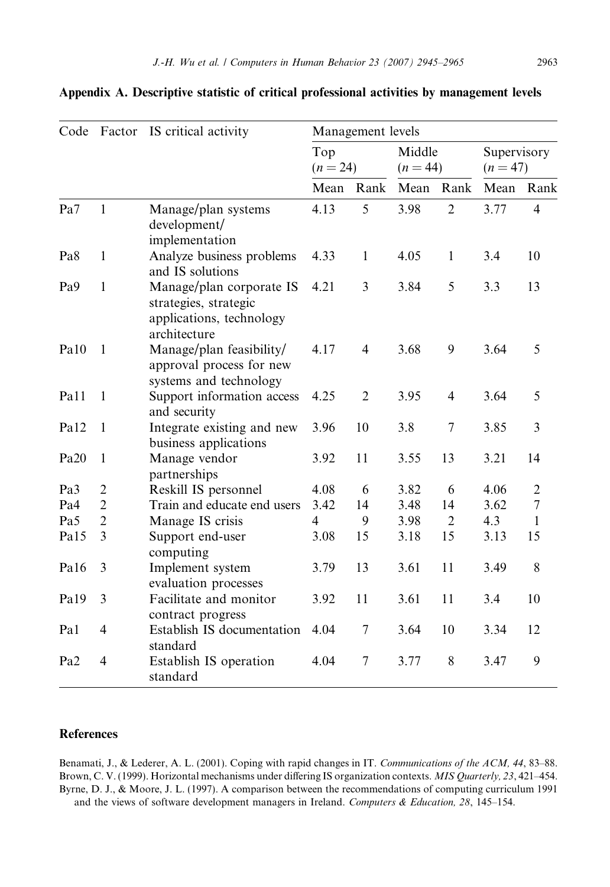## Appendix A. Descriptive statistic of critical professional activities by management levels

| Code | Factor | IS critical activity | Management levels | | | | | |
|---|---|---|---|---|---|---|---|---|
| | | | Top ($n = 24$) | | Middle ($n = 44$) | | Supervisory ($n = 47$) | |
| | | | Mean | Rank | Mean | Rank | Mean | Rank |
| Pa7 | 1 | Manage/plan systems development/ implementation | 4.13 | 5 | 3.98 | 2 | 3.77 | 4 |
| Pa8 | 1 | Analyze business problems and IS solutions | 4.33 | 1 | 4.05 | 1 | 3.4 | 10 |
| Pa9 | 1 | Manage/plan corporate IS strategies, strategic applications, technology architecture | 4.21 | 3 | 3.84 | 5 | 3.3 | 13 |
| Pa10 | 1 | Manage/plan feasibility/ approval process for new systems and technology | 4.17 | 4 | 3.68 | 9 | 3.64 | 5 |
| Pa11 | 1 | Support information access and security | 4.25 | 2 | 3.95 | 4 | 3.64 | 5 |
| Pa12 | 1 | Integrate existing and new business applications | 3.96 | 10 | 3.8 | 7 | 3.85 | 3 |
| Pa20 | 1 | Manage vendor partnerships | 3.92 | 11 | 3.55 | 13 | 3.21 | 14 |
| Pa3 | 2 | Reskill IS personnel | 4.08 | 6 | 3.82 | 6 | 4.06 | 2 |
| Pa4 | 2 | Train and educate end users | 3.42 | 14 | 3.48 | 14 | 3.62 | 7 |
| Pa5 | 2 | Manage IS crisis | 4 | 9 | 3.98 | 2 | 4.3 | 1 |
| Pa15 | 3 | Support end-user computing | 3.08 | 15 | 3.18 | 15 | 3.13 | 15 |
| Pa16 | 3 | Implement system evaluation processes | 3.79 | 13 | 3.61 | 11 | 3.49 | 8 |
| Pa19 | 3 | Facilitate and monitor contract progress | 3.92 | 11 | 3.61 | 11 | 3.4 | 10 |
| Pa1 | 4 | Establish IS documentation standard | 4.04 | 7 | 3.64 | 10 | 3.34 | 12 |
| Pa2 | 4 | Establish IS operation standard | 4.04 | 7 | 3.77 | 8 | 3.47 | 9 |

## References

Benamati, J., & Lederer, A. L. (2001). Coping with rapid changes in IT. *Communications of the ACM, 44*, 83–88.

Brown, C. V. (1999). Horizontal mechanisms under differing IS organization contexts. *MIS Quarterly, 23*, 421–454.

Byrne, D. J., & Moore, J. L. (1997). A comparison between the recommendations of computing curriculum 1991 and the views of software development managers in Ireland. *Computers & Education, 28*, 145–154.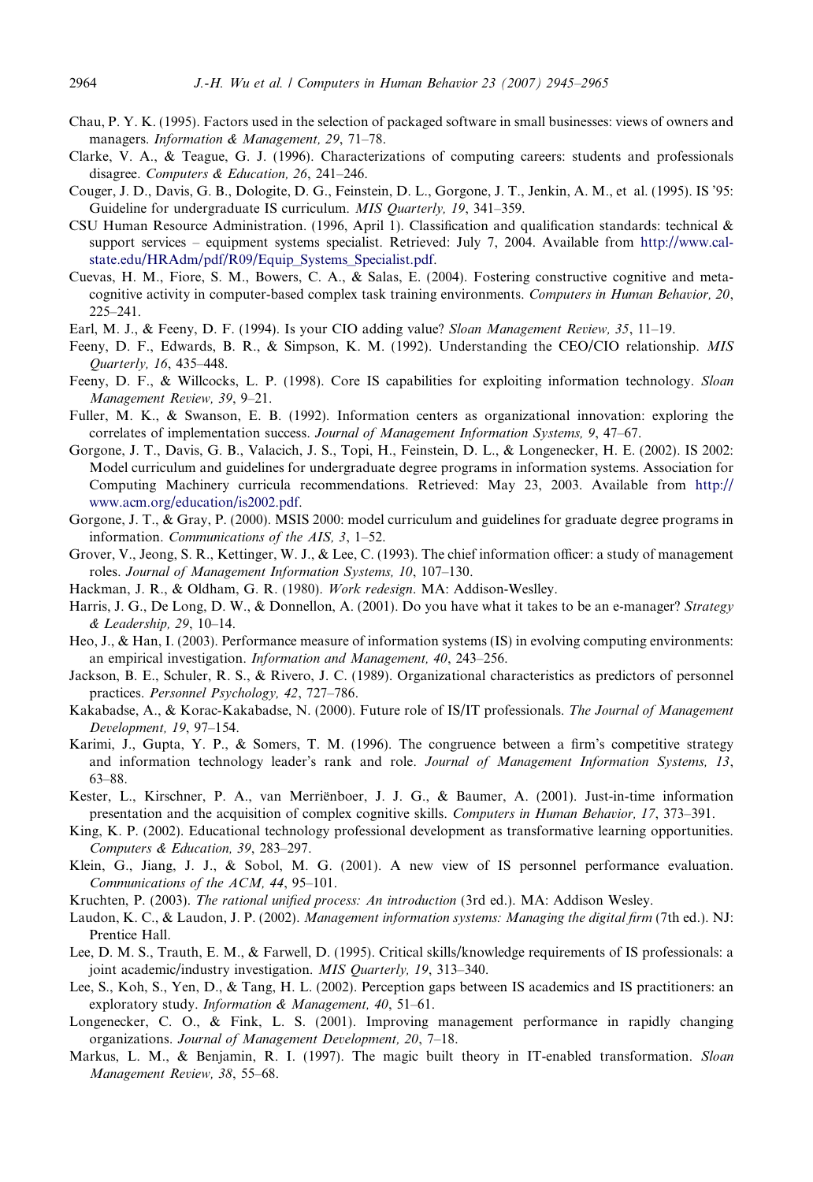Chau, P. Y. K. (1995). Factors used in the selection of packaged software in small businesses: views of owners and managers. *Information & Management, 29*, 71–78.

Clarke, V. A., & Teague, G. J. (1996). Characterizations of computing careers: students and professionals disagree. *Computers & Education, 26*, 241–246.

Couger, J. D., Davis, G. B., Dologite, D. G., Feinstein, D. L., Gorgone, J. T., Jenkin, A. M., et al. (1995). IS '95: Guideline for undergraduate IS curriculum. *MIS Quarterly, 19*, 341–359.

CSU Human Resource Administration. (1996, April 1). Classification and qualification standards: technical & support services – equipment systems specialist. Retrieved: July 7, 2004. Available from http://www.calstate.edu/HRAdm/pdf/R09/Equip_Systems_Specialist.pdf.

Cuevas, H. M., Fiore, S. M., Bowers, C. A., & Salas, E. (2004). Fostering constructive cognitive and metacognitive activity in computer-based complex task training environments. *Computers in Human Behavior, 20*, 225–241.

Earl, M. J., & Feeny, D. F. (1994). Is your CIO adding value? *Sloan Management Review, 35*, 11–19.

Feeny, D. F., Edwards, B. R., & Simpson, K. M. (1992). Understanding the CEO/CIO relationship. *MIS Quarterly, 16*, 435–448.

Feeny, D. F., & Willcocks, L. P. (1998). Core IS capabilities for exploiting information technology. *Sloan Management Review, 39*, 9–21.

Fuller, M. K., & Swanson, E. B. (1992). Information centers as organizational innovation: exploring the correlates of implementation success. *Journal of Management Information Systems, 9*, 47–67.

Gorgone, J. T., Davis, G. B., Valacich, J. S., Topi, H., Feinstein, D. L., & Longenecker, H. E. (2002). IS 2002: Model curriculum and guidelines for undergraduate degree programs in information systems. Association for Computing Machinery curricula recommendations. Retrieved: May 23, 2003. Available from http://www.acm.org/education/is2002.pdf.

Gorgone, J. T., & Gray, P. (2000). MSIS 2000: model curriculum and guidelines for graduate degree programs in information. *Communications of the AIS, 3*, 1–52.

Grover, V., Jeong, S. R., Kettinger, W. J., & Lee, C. (1993). The chief information officer: a study of management roles. *Journal of Management Information Systems, 10*, 107–130.

Hackman, J. R., & Oldham, G. R. (1980). *Work redesign*. MA: Addison-Wesley.

Harris, J. G., De Long, D. W., & Donnellon, A. (2001). Do you have what it takes to be an e-manager? *Strategy & Leadership, 29*, 10–14.

Heo, J., & Han, I. (2003). Performance measure of information systems (IS) in evolving computing environments: an empirical investigation. *Information and Management, 40*, 243–256.

Jackson, B. E., Schuler, R. S., & Rivero, J. C. (1989). Organizational characteristics as predictors of personnel practices. *Personnel Psychology, 42*, 727–786.

Kakabadse, A., & Korac-Kakabadse, N. (2000). Future role of IS/IT professionals. *The Journal of Management Development, 19*, 97–154.

Karimi, J., Gupta, Y. P., & Somers, T. M. (1996). The congruence between a firm's competitive strategy and information technology leader's rank and role. *Journal of Management Information Systems, 13*, 63–88.

Kester, L., Kirschner, P. A., van Merriënboer, J. J. G., & Baumer, A. (2001). Just-in-time information presentation and the acquisition of complex cognitive skills. *Computers in Human Behavior, 17*, 373–391.

King, K. P. (2002). Educational technology professional development as transformative learning opportunities. *Computers & Education, 39*, 283–297.

Klein, G., Jiang, J. J., & Sobol, M. G. (2001). A new view of IS personnel performance evaluation. *Communications of the ACM, 44*, 95–101.

Kruchten, P. (2003). *The rational unified process: An introduction* (3rd ed.). MA: Addison Wesley.

Laudon, K. C., & Laudon, J. P. (2002). *Management information systems: Managing the digital firm* (7th ed.). NJ: Prentice Hall.

Lee, D. M. S., Trauth, E. M., & Farwell, D. (1995). Critical skills/knowledge requirements of IS professionals: a joint academic/industry investigation. *MIS Quarterly, 19*, 313–340.

Lee, S., Koh, S., Yen, D., & Tang, H. L. (2002). Perception gaps between IS academics and IS practitioners: an exploratory study. *Information & Management, 40*, 51–61.

Longenecker, C. O., & Fink, L. S. (2001). Improving management performance in rapidly changing organizations. *Journal of Management Development, 20*, 7–18.

Markus, L. M., & Benjamin, R. I. (1997). The magic built theory in IT-enabled transformation. *Sloan Management Review, 38*, 55–68.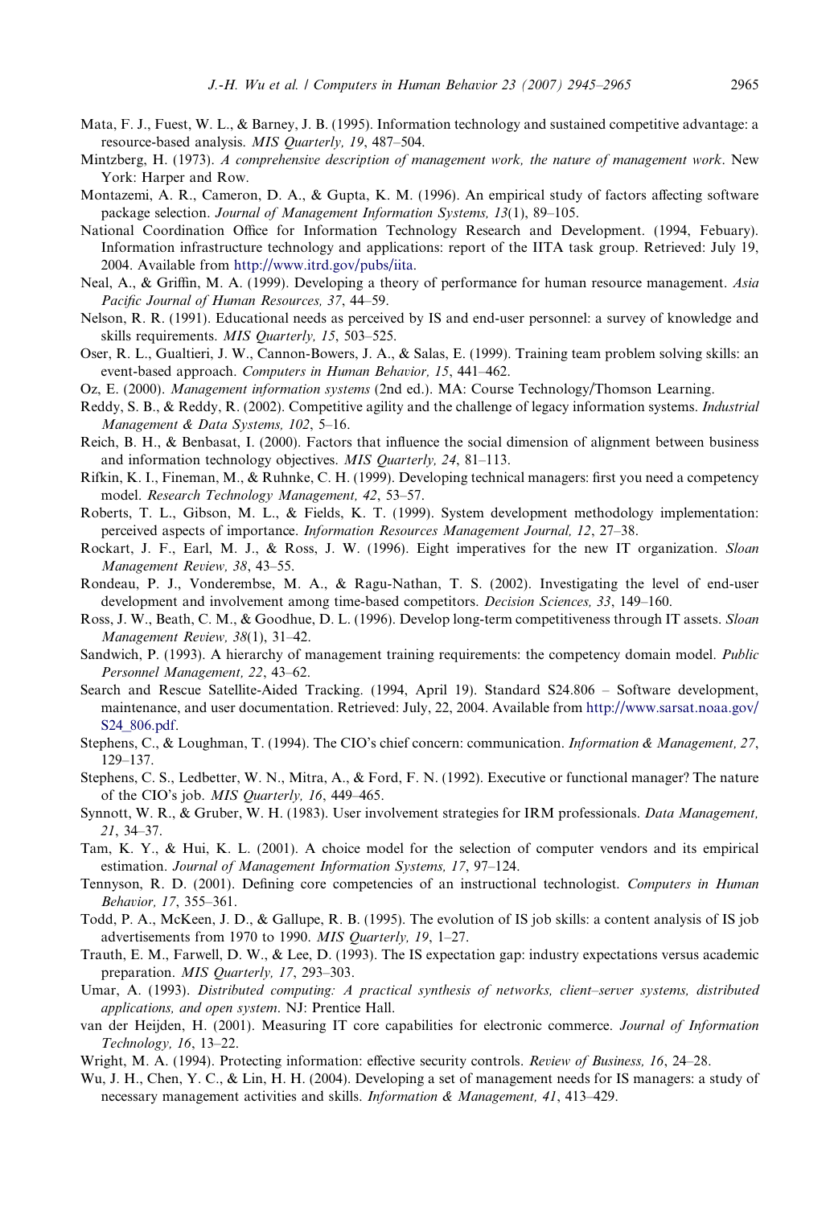Mata, F. J., Fuest, W. L., & Barney, J. B. (1995). Information technology and sustained competitive advantage: a resource-based analysis. *MIS Quarterly, 19*, 487–504.

Mintzberg, H. (1973). *A comprehensive description of management work, the nature of management work*. New York: Harper and Row.

Montazemi, A. R., Cameron, D. A., & Gupta, K. M. (1996). An empirical study of factors affecting software package selection. *Journal of Management Information Systems, 13*(1), 89–105.

National Coordination Office for Information Technology Research and Development. (1994, Febuary). Information infrastructure technology and applications: report of the IITA task group. Retrieved: July 19, 2004. Available from http://www.itrd.gov/pubs/iita.

Neal, A., & Griffin, M. A. (1999). Developing a theory of performance for human resource management. *Asia Pacific Journal of Human Resources, 37*, 44–59.

Nelson, R. R. (1991). Educational needs as perceived by IS and end-user personnel: a survey of knowledge and skills requirements. *MIS Quarterly, 15*, 503–525.

Oser, R. L., Gualtieri, J. W., Cannon-Bowers, J. A., & Salas, E. (1999). Training team problem solving skills: an event-based approach. *Computers in Human Behavior, 15*, 441–462.

Oz, E. (2000). *Management information systems* (2nd ed.). MA: Course Technology/Thomson Learning.

Reddy, S. B., & Reddy, R. (2002). Competitive agility and the challenge of legacy information systems. *Industrial Management & Data Systems, 102*, 5–16.

Reich, B. H., & Benbasat, I. (2000). Factors that influence the social dimension of alignment between business and information technology objectives. *MIS Quarterly, 24*, 81–113.

Rifkin, K. I., Fineman, M., & Ruhnke, C. H. (1999). Developing technical managers: first you need a competency model. *Research Technology Management, 42*, 53–57.

Roberts, T. L., Gibson, M. L., & Fields, K. T. (1999). System development methodology implementation: perceived aspects of importance. *Information Resources Management Journal, 12*, 27–38.

Rockart, J. F., Earl, M. J., & Ross, J. W. (1996). Eight imperatives for the new IT organization. *Sloan Management Review, 38*, 43–55.

Rondeau, P. J., Vonderembse, M. A., & Ragu-Nathan, T. S. (2002). Investigating the level of end-user development and involvement among time-based competitors. *Decision Sciences, 33*, 149–160.

Ross, J. W., Beath, C. M., & Goodhue, D. L. (1996). Develop long-term competitiveness through IT assets. *Sloan Management Review, 38*(1), 31–42.

Sandwich, P. (1993). A hierarchy of management training requirements: the competency domain model. *Public Personnel Management, 22*, 43–62.

Search and Rescue Satellite-Aided Tracking. (1994, April 19). Standard S24.806 – Software development, maintenance, and user documentation. Retrieved: July, 22, 2004. Available from http://www.sarsat.noaa.gov/S24_806.pdf.

Stephens, C., & Loughman, T. (1994). The CIO's chief concern: communication. *Information & Management, 27*, 129–137.

Stephens, C. S., Ledbetter, W. N., Mitra, A., & Ford, F. N. (1992). Executive or functional manager? The nature of the CIO's job. *MIS Quarterly, 16*, 449–465.

Synnott, W. R., & Gruber, W. H. (1983). User involvement strategies for IRM professionals. *Data Management, 21*, 34–37.

Tam, K. Y., & Hui, K. L. (2001). A choice model for the selection of computer vendors and its empirical estimation. *Journal of Management Information Systems, 17*, 97–124.

Tennyson, R. D. (2001). Defining core competencies of an instructional technologist. *Computers in Human Behavior, 17*, 355–361.

Todd, P. A., McKeen, J. D., & Gallupe, R. B. (1995). The evolution of IS job skills: a content analysis of IS job advertisements from 1970 to 1990. *MIS Quarterly, 19*, 1–27.

Trauth, E. M., Farwell, D. W., & Lee, D. (1993). The IS expectation gap: industry expectations versus academic preparation. *MIS Quarterly, 17*, 293–303.

Umar, A. (1993). *Distributed computing: A practical synthesis of networks, client–server systems, distributed applications, and open system*. NJ: Prentice Hall.

van der Heijden, H. (2001). Measuring IT core capabilities for electronic commerce. *Journal of Information Technology, 16*, 13–22.

Wright, M. A. (1994). Protecting information: effective security controls. *Review of Business, 16*, 24–28.

Wu, J. H., Chen, Y. C., & Lin, H. H. (2004). Developing a set of management needs for IS managers: a study of necessary management activities and skills. *Information & Management, 41*, 413–429.